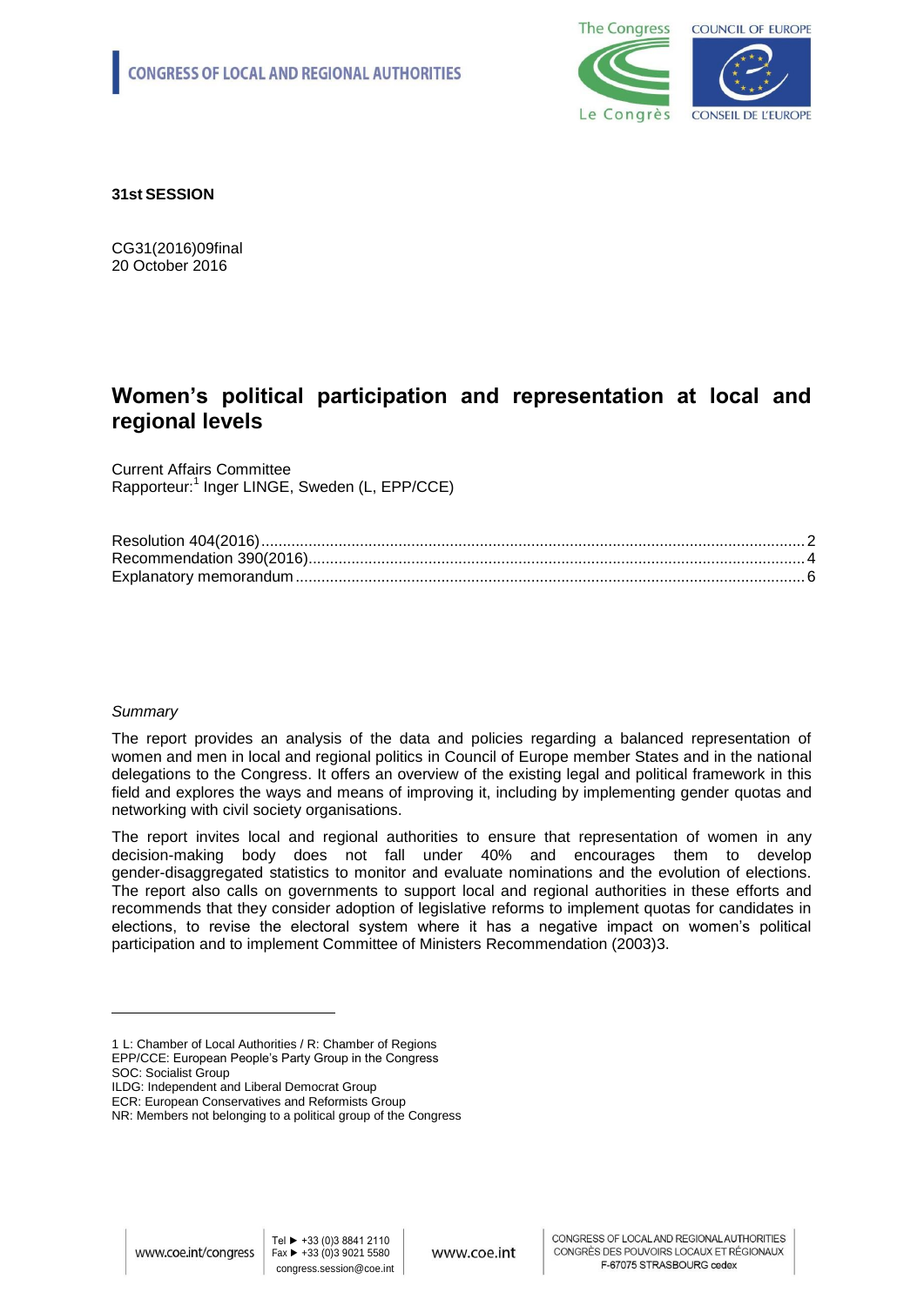CONGRESS OF LOCAL AND REGIONAL AUTHORITIES

**31st SESSION**

CG31(2016)09final
20 October 2016

# Women's political participation and representation at local and regional levels

Current Affairs Committee
Rapporteur:[1] Inger LINGE, Sweden (L, EPP/CCE)

Resolution 404(2016) .......... 2
Recommendation 390(2016) .......... 4
Explanatory memorandum .......... 6

*Summary*

The report provides an analysis of the data and policies regarding a balanced representation of women and men in local and regional politics in Council of Europe member States and in the national delegations to the Congress. It offers an overview of the existing legal and political framework in this field and explores the ways and means of improving it, including by implementing gender quotas and networking with civil society organisations.

The report invites local and regional authorities to ensure that representation of women in any decision-making body does not fall under 40% and encourages them to develop gender-disaggregated statistics to monitor and evaluate nominations and the evolution of elections. The report also calls on governments to support local and regional authorities in these efforts and recommends that they consider adoption of legislative reforms to implement quotas for candidates in elections, to revise the electoral system where it has a negative impact on women's political participation and to implement Committee of Ministers Recommendation (2003)3.

---

1 L: Chamber of Local Authorities / R: Chamber of Regions
EPP/CCE: European People's Party Group in the Congress
SOC: Socialist Group
ILDG: Independent and Liberal Democrat Group
ECR: European Conservatives and Reformists Group
NR: Members not belonging to a political group of the Congress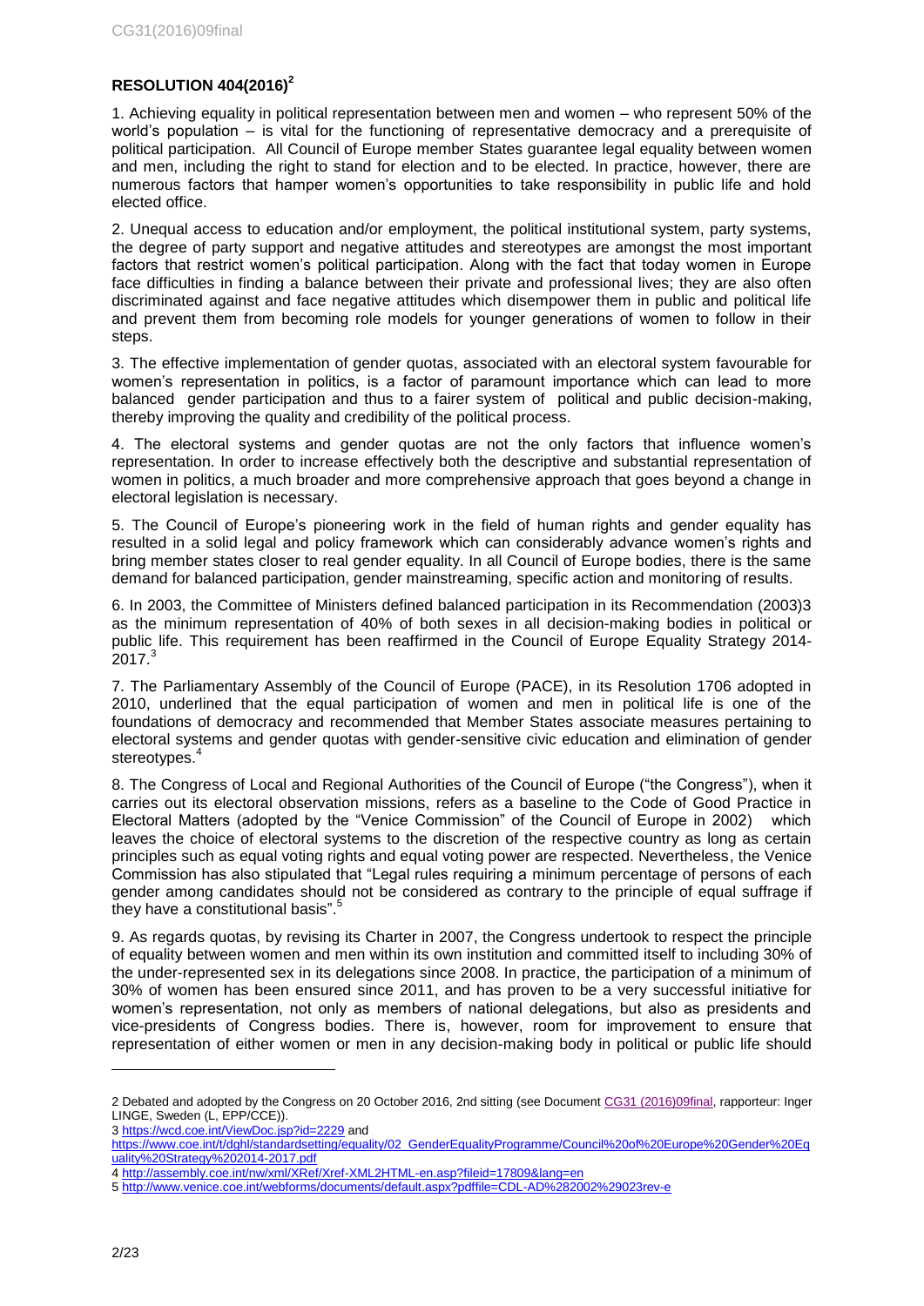**RESOLUTION 404(2016)**[2]

1. Achieving equality in political representation between men and women – who represent 50% of the world's population – is vital for the functioning of representative democracy and a prerequisite of political participation. All Council of Europe member States guarantee legal equality between women and men, including the right to stand for election and to be elected. In practice, however, there are numerous factors that hamper women's opportunities to take responsibility in public life and hold elected office.

2. Unequal access to education and/or employment, the political institutional system, party systems, the degree of party support and negative attitudes and stereotypes are amongst the most important factors that restrict women's political participation. Along with the fact that today women in Europe face difficulties in finding a balance between their private and professional lives; they are also often discriminated against and face negative attitudes which disempower them in public and political life and prevent them from becoming role models for younger generations of women to follow in their steps.

3. The effective implementation of gender quotas, associated with an electoral system favourable for women's representation in politics, is a factor of paramount importance which can lead to more balanced gender participation and thus to a fairer system of political and public decision-making, thereby improving the quality and credibility of the political process.

4. The electoral systems and gender quotas are not the only factors that influence women's representation. In order to increase effectively both the descriptive and substantial representation of women in politics, a much broader and more comprehensive approach that goes beyond a change in electoral legislation is necessary.

5. The Council of Europe's pioneering work in the field of human rights and gender equality has resulted in a solid legal and policy framework which can considerably advance women's rights and bring member states closer to real gender equality. In all Council of Europe bodies, there is the same demand for balanced participation, gender mainstreaming, specific action and monitoring of results.

6. In 2003, the Committee of Ministers defined balanced participation in its Recommendation (2003)3 as the minimum representation of 40% of both sexes in all decision-making bodies in political or public life. This requirement has been reaffirmed in the Council of Europe Equality Strategy 2014-2017.[3]

7. The Parliamentary Assembly of the Council of Europe (PACE), in its Resolution 1706 adopted in 2010, underlined that the equal participation of women and men in political life is one of the foundations of democracy and recommended that Member States associate measures pertaining to electoral systems and gender quotas with gender-sensitive civic education and elimination of gender stereotypes.[4]

8. The Congress of Local and Regional Authorities of the Council of Europe ("the Congress"), when it carries out its electoral observation missions, refers as a baseline to the Code of Good Practice in Electoral Matters (adopted by the "Venice Commission" of the Council of Europe in 2002) which leaves the choice of electoral systems to the discretion of the respective country as long as certain principles such as equal voting rights and equal voting power are respected. Nevertheless, the Venice Commission has also stipulated that "Legal rules requiring a minimum percentage of persons of each gender among candidates should not be considered as contrary to the principle of equal suffrage if they have a constitutional basis".[5]

9. As regards quotas, by revising its Charter in 2007, the Congress undertook to respect the principle of equality between women and men within its own institution and committed itself to including 30% of the under-represented sex in its delegations since 2008. In practice, the participation of a minimum of 30% of women has been ensured since 2011, and has proven to be a very successful initiative for women's representation, not only as members of national delegations, but also as presidents and vice-presidents of Congress bodies. There is, however, room for improvement to ensure that representation of either women or men in any decision-making body in political or public life should

---

2 Debated and adopted by the Congress on 20 October 2016, 2nd sitting (see Document CG31 (2016)09final, rapporteur: Inger LINGE, Sweden (L, EPP/CCE)).

3 https://wcd.coe.int/ViewDoc.jsp?id=2229 and https://www.coe.int/t/dghl/standardsetting/equality/02_GenderEqualityProgramme/Council%20of%20Europe%20Gender%20Equality%20Strategy%202014-2017.pdf

4 http://assembly.coe.int/nw/xml/XRef/Xref-XML2HTML-en.asp?fileid=17809&lang=en

5 http://www.venice.coe.int/webforms/documents/default.aspx?pdffile=CDL-AD%282002%29023rev-e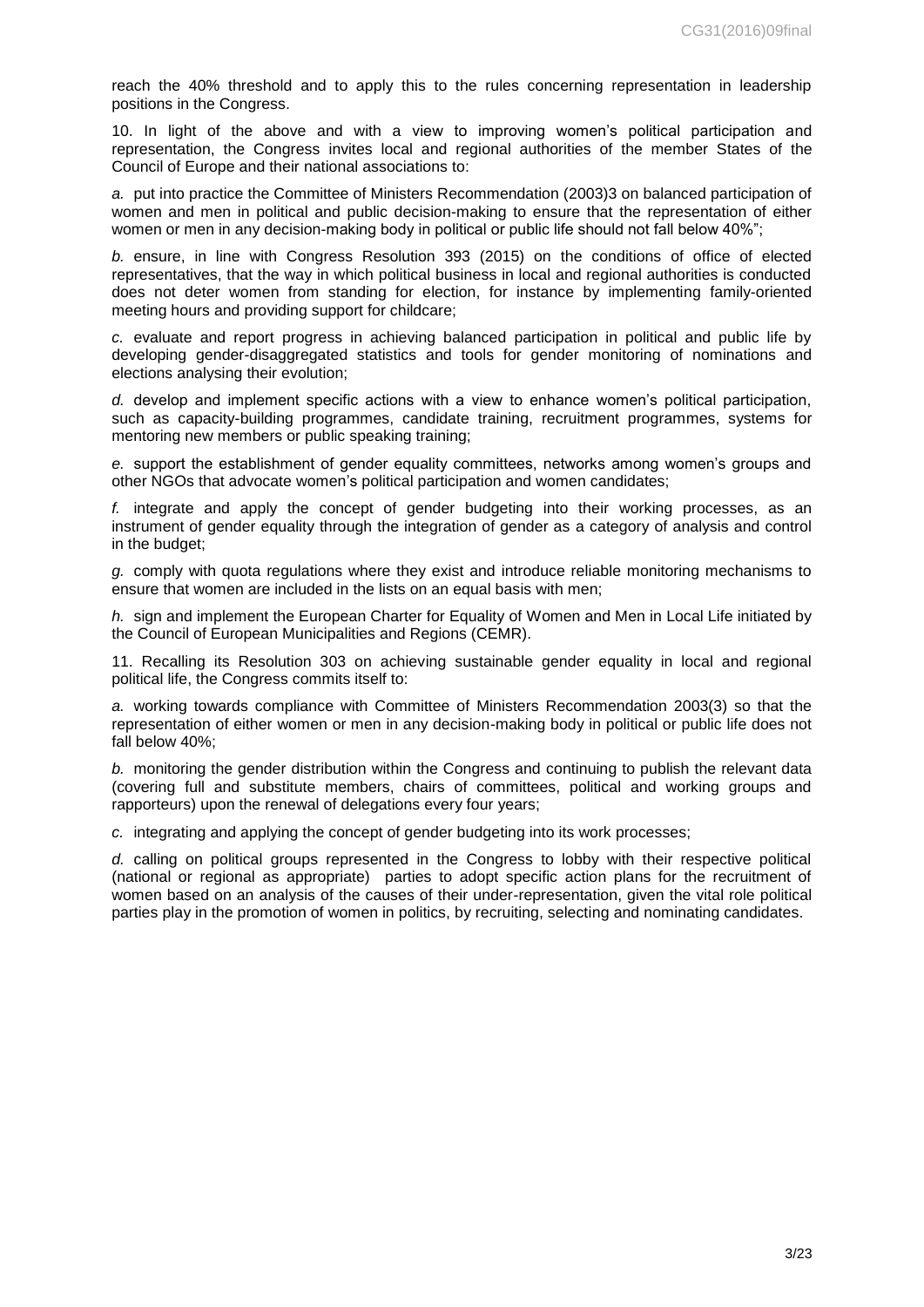reach the 40% threshold and to apply this to the rules concerning representation in leadership positions in the Congress.

10. In light of the above and with a view to improving women's political participation and representation, the Congress invites local and regional authorities of the member States of the Council of Europe and their national associations to:

*a.* put into practice the Committee of Ministers Recommendation (2003)3 on balanced participation of women and men in political and public decision-making to ensure that the representation of either women or men in any decision-making body in political or public life should not fall below 40%";

*b.* ensure, in line with Congress Resolution 393 (2015) on the conditions of office of elected representatives, that the way in which political business in local and regional authorities is conducted does not deter women from standing for election, for instance by implementing family-oriented meeting hours and providing support for childcare;

*c.* evaluate and report progress in achieving balanced participation in political and public life by developing gender-disaggregated statistics and tools for gender monitoring of nominations and elections analysing their evolution;

*d.* develop and implement specific actions with a view to enhance women's political participation, such as capacity-building programmes, candidate training, recruitment programmes, systems for mentoring new members or public speaking training;

*e.* support the establishment of gender equality committees, networks among women's groups and other NGOs that advocate women's political participation and women candidates;

*f.* integrate and apply the concept of gender budgeting into their working processes, as an instrument of gender equality through the integration of gender as a category of analysis and control in the budget;

*g.* comply with quota regulations where they exist and introduce reliable monitoring mechanisms to ensure that women are included in the lists on an equal basis with men;

*h.* sign and implement the European Charter for Equality of Women and Men in Local Life initiated by the Council of European Municipalities and Regions (CEMR).

11. Recalling its Resolution 303 on achieving sustainable gender equality in local and regional political life, the Congress commits itself to:

*a.* working towards compliance with Committee of Ministers Recommendation 2003(3) so that the representation of either women or men in any decision-making body in political or public life does not fall below 40%;

*b.* monitoring the gender distribution within the Congress and continuing to publish the relevant data (covering full and substitute members, chairs of committees, political and working groups and rapporteurs) upon the renewal of delegations every four years;

*c.* integrating and applying the concept of gender budgeting into its work processes;

*d.* calling on political groups represented in the Congress to lobby with their respective political (national or regional as appropriate) parties to adopt specific action plans for the recruitment of women based on an analysis of the causes of their under-representation, given the vital role political parties play in the promotion of women in politics, by recruiting, selecting and nominating candidates.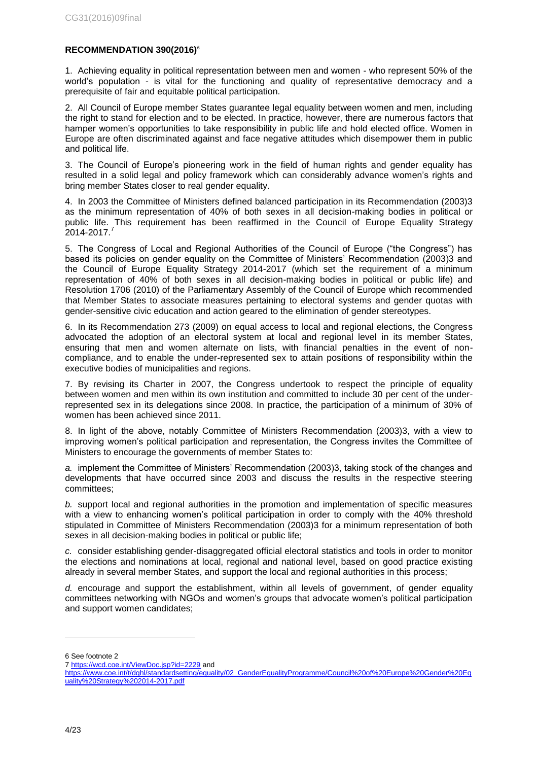**RECOMMENDATION 390(2016)**[6]

1. Achieving equality in political representation between men and women - who represent 50% of the world's population - is vital for the functioning and quality of representative democracy and a prerequisite of fair and equitable political participation.

2. All Council of Europe member States guarantee legal equality between women and men, including the right to stand for election and to be elected. In practice, however, there are numerous factors that hamper women's opportunities to take responsibility in public life and hold elected office. Women in Europe are often discriminated against and face negative attitudes which disempower them in public and political life.

3. The Council of Europe's pioneering work in the field of human rights and gender equality has resulted in a solid legal and policy framework which can considerably advance women's rights and bring member States closer to real gender equality.

4. In 2003 the Committee of Ministers defined balanced participation in its Recommendation (2003)3 as the minimum representation of 40% of both sexes in all decision-making bodies in political or public life. This requirement has been reaffirmed in the Council of Europe Equality Strategy 2014-2017.[7]

5. The Congress of Local and Regional Authorities of the Council of Europe ("the Congress") has based its policies on gender equality on the Committee of Ministers' Recommendation (2003)3 and the Council of Europe Equality Strategy 2014-2017 (which set the requirement of a minimum representation of 40% of both sexes in all decision-making bodies in political or public life) and Resolution 1706 (2010) of the Parliamentary Assembly of the Council of Europe which recommended that Member States to associate measures pertaining to electoral systems and gender quotas with gender-sensitive civic education and action geared to the elimination of gender stereotypes.

6. In its Recommendation 273 (2009) on equal access to local and regional elections, the Congress advocated the adoption of an electoral system at local and regional level in its member States, ensuring that men and women alternate on lists, with financial penalties in the event of non-compliance, and to enable the under-represented sex to attain positions of responsibility within the executive bodies of municipalities and regions.

7. By revising its Charter in 2007, the Congress undertook to respect the principle of equality between women and men within its own institution and committed to include 30 per cent of the under-represented sex in its delegations since 2008. In practice, the participation of a minimum of 30% of women has been achieved since 2011.

8. In light of the above, notably Committee of Ministers Recommendation (2003)3, with a view to improving women's political participation and representation, the Congress invites the Committee of Ministers to encourage the governments of member States to:

*a.* implement the Committee of Ministers' Recommendation (2003)3, taking stock of the changes and developments that have occurred since 2003 and discuss the results in the respective steering committees;

*b.* support local and regional authorities in the promotion and implementation of specific measures with a view to enhancing women's political participation in order to comply with the 40% threshold stipulated in Committee of Ministers Recommendation (2003)3 for a minimum representation of both sexes in all decision-making bodies in political or public life;

*c.* consider establishing gender-disaggregated official electoral statistics and tools in order to monitor the elections and nominations at local, regional and national level, based on good practice existing already in several member States, and support the local and regional authorities in this process;

*d.* encourage and support the establishment, within all levels of government, of gender equality committees networking with NGOs and women's groups that advocate women's political participation and support women candidates;

---

6 See footnote 2

7 https://wcd.coe.int/ViewDoc.jsp?id=2229 and https://www.coe.int/t/dghl/standardsetting/equality/02_GenderEqualityProgramme/Council%20of%20Europe%20Gender%20Equality%20Strategy%202014-2017.pdf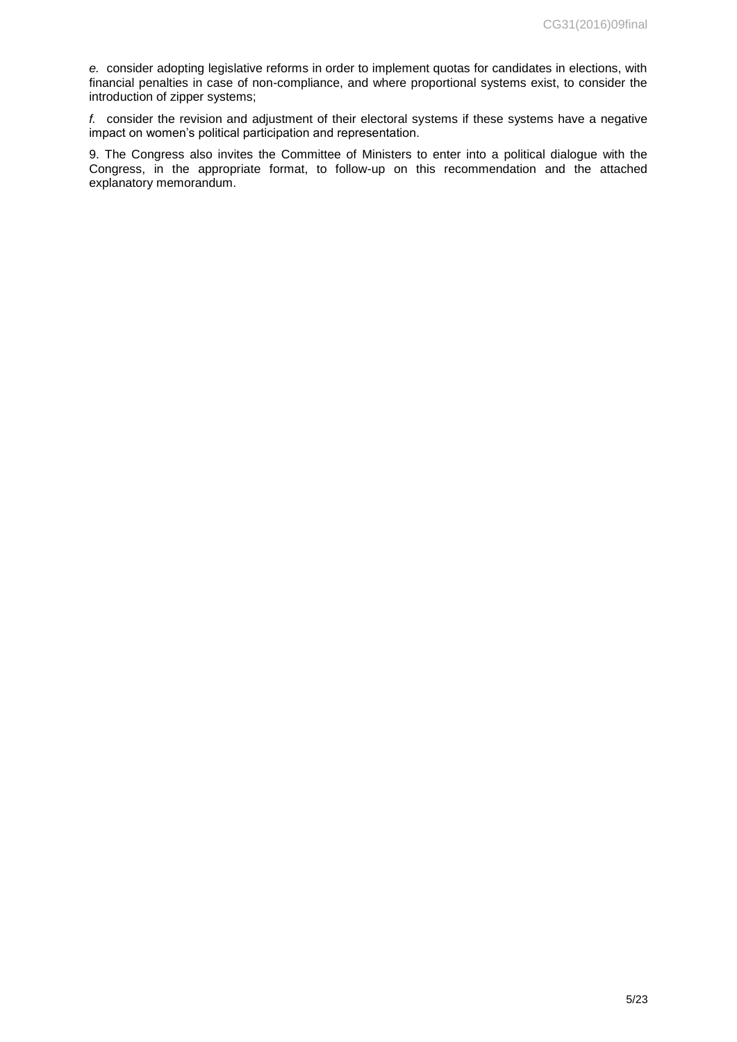*e.* consider adopting legislative reforms in order to implement quotas for candidates in elections, with financial penalties in case of non-compliance, and where proportional systems exist, to consider the introduction of zipper systems;

*f.* consider the revision and adjustment of their electoral systems if these systems have a negative impact on women's political participation and representation.

9. The Congress also invites the Committee of Ministers to enter into a political dialogue with the Congress, in the appropriate format, to follow-up on this recommendation and the attached explanatory memorandum.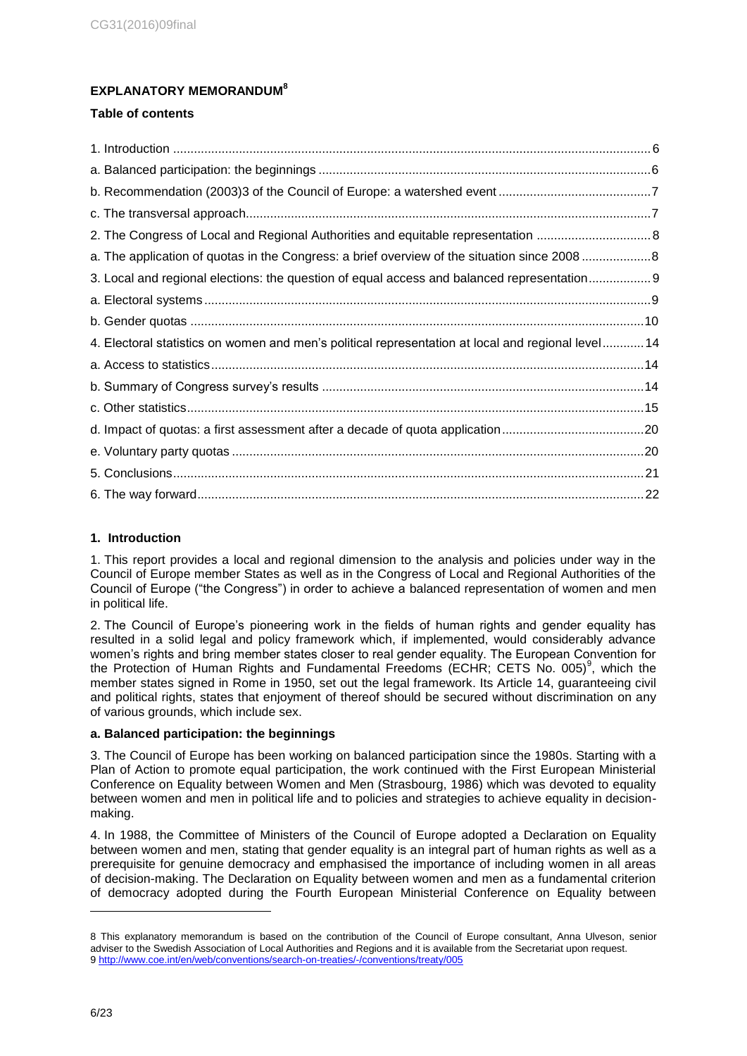## EXPLANATORY MEMORANDUM[8]

### Table of contents

1. Introduction ........................................................................................................................ 6
a. Balanced participation: the beginnings ............................................................................... 6
b. Recommendation (2003)3 of the Council of Europe: a watershed event ............................................ 7
c. The transversal approach.................................................................................................. 7
2. The Congress of Local and Regional Authorities and equitable representation ................................. 8
a. The application of quotas in the Congress: a brief overview of the situation since 2008 .................... 8
3. Local and regional elections: the question of equal access and balanced representation.................. 9
a. Electoral systems............................................................................................................... 9
b. Gender quotas ................................................................................................................. 10
4. Electoral statistics on women and men's political representation at local and regional level............ 14
a. Access to statistics........................................................................................................... 14
b. Summary of Congress survey's results ............................................................................ 14
c. Other statistics.................................................................................................................. 15
d. Impact of quotas: a first assessment after a decade of quota application......................................... 20
e. Voluntary party quotas ..................................................................................................... 20
5. Conclusions....................................................................................................................... 21
6. The way forward................................................................................................................ 22

### 1. Introduction

1. This report provides a local and regional dimension to the analysis and policies under way in the Council of Europe member States as well as in the Congress of Local and Regional Authorities of the Council of Europe ("the Congress") in order to achieve a balanced representation of women and men in political life.

2. The Council of Europe's pioneering work in the fields of human rights and gender equality has resulted in a solid legal and policy framework which, if implemented, would considerably advance women's rights and bring member states closer to real gender equality. The European Convention for the Protection of Human Rights and Fundamental Freedoms (ECHR; CETS No. 005)[9], which the member states signed in Rome in 1950, set out the legal framework. Its Article 14, guaranteeing civil and political rights, states that enjoyment of thereof should be secured without discrimination on any of various grounds, which include sex.

#### a. Balanced participation: the beginnings

3. The Council of Europe has been working on balanced participation since the 1980s. Starting with a Plan of Action to promote equal participation, the work continued with the First European Ministerial Conference on Equality between Women and Men (Strasbourg, 1986) which was devoted to equality between women and men in political life and to policies and strategies to achieve equality in decision-making.

4. In 1988, the Committee of Ministers of the Council of Europe adopted a Declaration on Equality between women and men, stating that gender equality is an integral part of human rights as well as a prerequisite for genuine democracy and emphasised the importance of including women in all areas of decision-making. The Declaration on Equality between women and men as a fundamental criterion of democracy adopted during the Fourth European Ministerial Conference on Equality between

---

8 This explanatory memorandum is based on the contribution of the Council of Europe consultant, Anna Ulveson, senior adviser to the Swedish Association of Local Authorities and Regions and it is available from the Secretariat upon request.

9 http://www.coe.int/en/web/conventions/search-on-treaties/-/conventions/treaty/005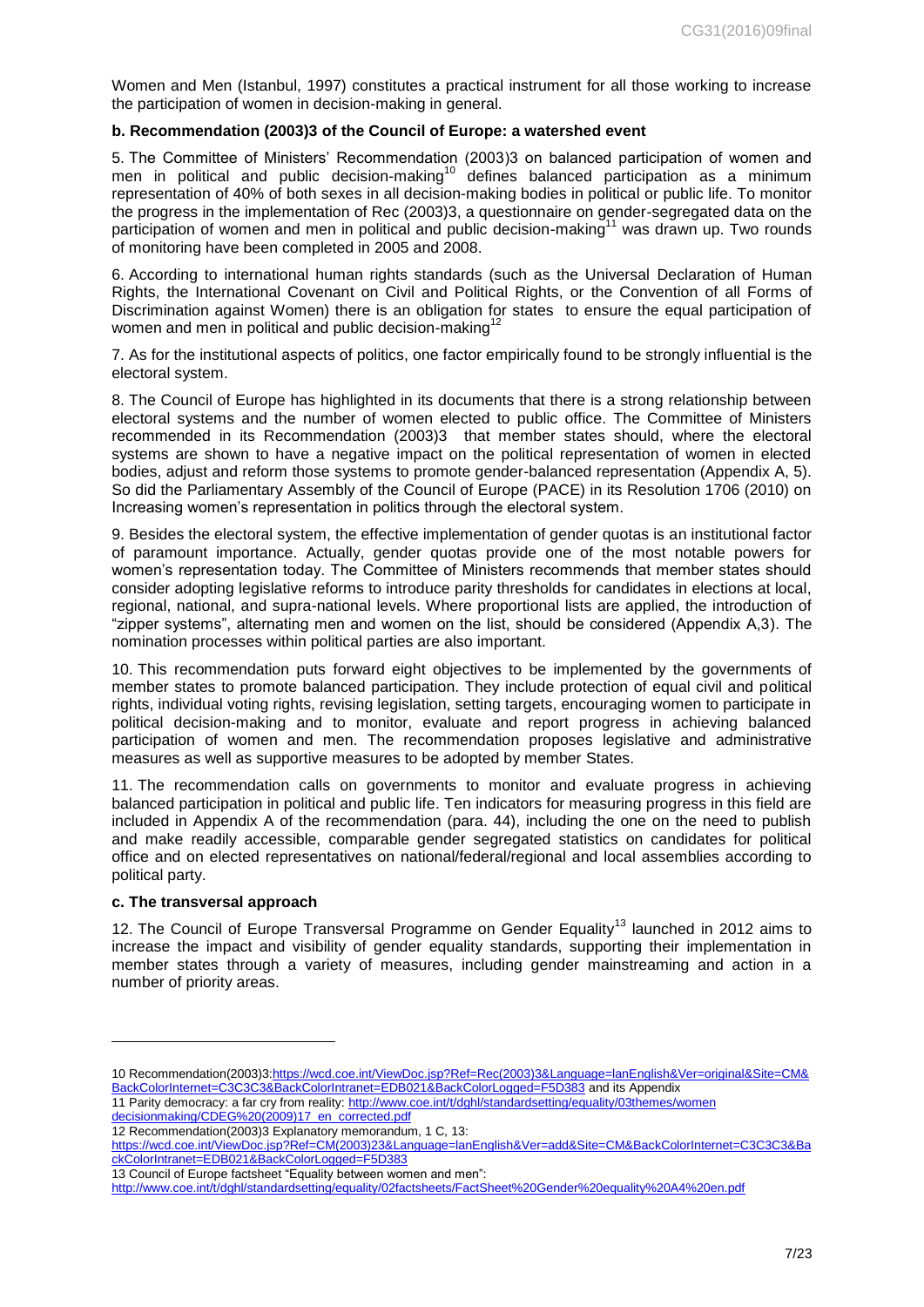Women and Men (Istanbul, 1997) constitutes a practical instrument for all those working to increase the participation of women in decision-making in general.

**b. Recommendation (2003)3 of the Council of Europe: a watershed event**

5. The Committee of Ministers' Recommendation (2003)3 on balanced participation of women and men in political and public decision-making[10] defines balanced participation as a minimum representation of 40% of both sexes in all decision-making bodies in political or public life. To monitor the progress in the implementation of Rec (2003)3, a questionnaire on gender-segregated data on the participation of women and men in political and public decision-making[11] was drawn up. Two rounds of monitoring have been completed in 2005 and 2008.

6. According to international human rights standards (such as the Universal Declaration of Human Rights, the International Covenant on Civil and Political Rights, or the Convention of all Forms of Discrimination against Women) there is an obligation for states to ensure the equal participation of women and men in political and public decision-making[12]

7. As for the institutional aspects of politics, one factor empirically found to be strongly influential is the electoral system.

8. The Council of Europe has highlighted in its documents that there is a strong relationship between electoral systems and the number of women elected to public office. The Committee of Ministers recommended in its Recommendation (2003)3 that member states should, where the electoral systems are shown to have a negative impact on the political representation of women in elected bodies, adjust and reform those systems to promote gender-balanced representation (Appendix A, 5). So did the Parliamentary Assembly of the Council of Europe (PACE) in its Resolution 1706 (2010) on Increasing women's representation in politics through the electoral system.

9. Besides the electoral system, the effective implementation of gender quotas is an institutional factor of paramount importance. Actually, gender quotas provide one of the most notable powers for women's representation today. The Committee of Ministers recommends that member states should consider adopting legislative reforms to introduce parity thresholds for candidates in elections at local, regional, national, and supra-national levels. Where proportional lists are applied, the introduction of "zipper systems", alternating men and women on the list, should be considered (Appendix A,3). The nomination processes within political parties are also important.

10. This recommendation puts forward eight objectives to be implemented by the governments of member states to promote balanced participation. They include protection of equal civil and political rights, individual voting rights, revising legislation, setting targets, encouraging women to participate in political decision-making and to monitor, evaluate and report progress in achieving balanced participation of women and men. The recommendation proposes legislative and administrative measures as well as supportive measures to be adopted by member States.

11. The recommendation calls on governments to monitor and evaluate progress in achieving balanced participation in political and public life. Ten indicators for measuring progress in this field are included in Appendix A of the recommendation (para. 44), including the one on the need to publish and make readily accessible, comparable gender segregated statistics on candidates for political office and on elected representatives on national/federal/regional and local assemblies according to political party.

**c. The transversal approach**

12. The Council of Europe Transversal Programme on Gender Equality[13] launched in 2012 aims to increase the impact and visibility of gender equality standards, supporting their implementation in member states through a variety of measures, including gender mainstreaming and action in a number of priority areas.

---

10 Recommendation(2003)3:https://wcd.coe.int/ViewDoc.jsp?Ref=Rec(2003)3&Language=lanEnglish&Ver=original&Site=CM&BackColorInternet=C3C3C3&BackColorIntranet=EDB021&BackColorLogged=F5D383 and its Appendix

11 Parity democracy: a far cry from reality: http://www.coe.int/t/dghl/standardsetting/equality/03themes/women decisionmaking/CDEG%20(2009)17_en_corrected.pdf

12 Recommendation(2003)3 Explanatory memorandum, 1 C, 13: https://wcd.coe.int/ViewDoc.jsp?Ref=CM(2003)23&Language=lanEnglish&Ver=add&Site=CM&BackColorInternet=C3C3C3&BackColorIntranet=EDB021&BackColorLogged=F5D383

13 Council of Europe factsheet "Equality between women and men": http://www.coe.int/t/dghl/standardsetting/equality/02factsheets/FactSheet%20Gender%20equality%20A4%20en.pdf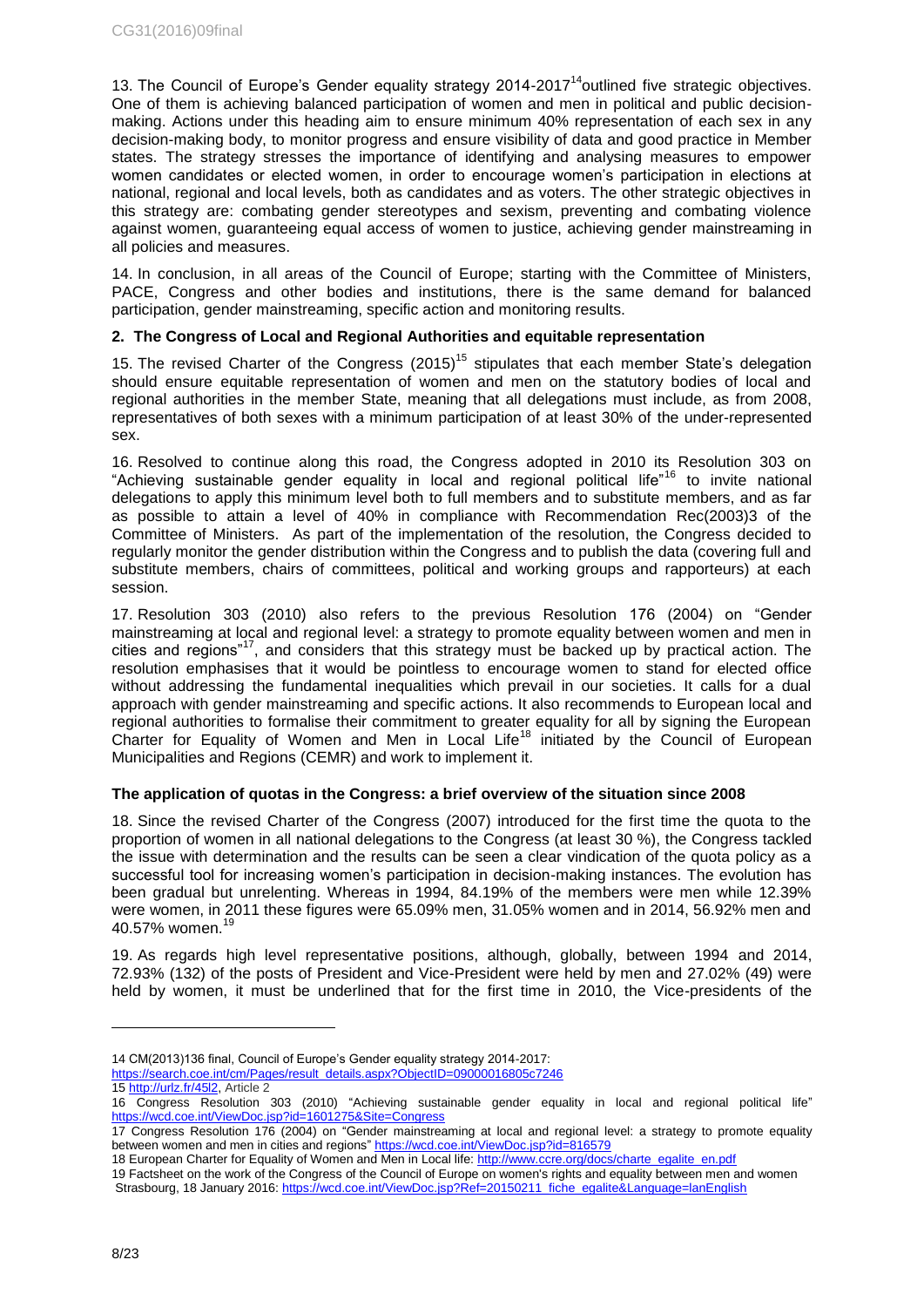13. The Council of Europe's Gender equality strategy 2014-2017[14] outlined five strategic objectives. One of them is achieving balanced participation of women and men in political and public decision-making. Actions under this heading aim to ensure minimum 40% representation of each sex in any decision-making body, to monitor progress and ensure visibility of data and good practice in Member states. The strategy stresses the importance of identifying and analysing measures to empower women candidates or elected women, in order to encourage women's participation in elections at national, regional and local levels, both as candidates and as voters. The other strategic objectives in this strategy are: combating gender stereotypes and sexism, preventing and combating violence against women, guaranteeing equal access of women to justice, achieving gender mainstreaming in all policies and measures.

14. In conclusion, in all areas of the Council of Europe; starting with the Committee of Ministers, PACE, Congress and other bodies and institutions, there is the same demand for balanced participation, gender mainstreaming, specific action and monitoring results.

## 2. The Congress of Local and Regional Authorities and equitable representation

15. The revised Charter of the Congress (2015)[15] stipulates that each member State's delegation should ensure equitable representation of women and men on the statutory bodies of local and regional authorities in the member State, meaning that all delegations must include, as from 2008, representatives of both sexes with a minimum participation of at least 30% of the under-represented sex.

16. Resolved to continue along this road, the Congress adopted in 2010 its Resolution 303 on "Achieving sustainable gender equality in local and regional political life"[16] to invite national delegations to apply this minimum level both to full members and to substitute members, and as far as possible to attain a level of 40% in compliance with Recommendation Rec(2003)3 of the Committee of Ministers. As part of the implementation of the resolution, the Congress decided to regularly monitor the gender distribution within the Congress and to publish the data (covering full and substitute members, chairs of committees, political and working groups and rapporteurs) at each session.

17. Resolution 303 (2010) also refers to the previous Resolution 176 (2004) on "Gender mainstreaming at local and regional level: a strategy to promote equality between women and men in cities and regions"[17], and considers that this strategy must be backed up by practical action. The resolution emphasises that it would be pointless to encourage women to stand for elected office without addressing the fundamental inequalities which prevail in our societies. It calls for a dual approach with gender mainstreaming and specific actions. It also recommends to European local and regional authorities to formalise their commitment to greater equality for all by signing the European Charter for Equality of Women and Men in Local Life[18] initiated by the Council of European Municipalities and Regions (CEMR) and work to implement it.

### The application of quotas in the Congress: a brief overview of the situation since 2008

18. Since the revised Charter of the Congress (2007) introduced for the first time the quota to the proportion of women in all national delegations to the Congress (at least 30 %), the Congress tackled the issue with determination and the results can be seen a clear vindication of the quota policy as a successful tool for increasing women's participation in decision-making instances. The evolution has been gradual but unrelenting. Whereas in 1994, 84.19% of the members were men while 12.39% were women, in 2011 these figures were 65.09% men, 31.05% women and in 2014, 56.92% men and 40.57% women.[19]

19. As regards high level representative positions, although, globally, between 1994 and 2014, 72.93% (132) of the posts of President and Vice-President were held by men and 27.02% (49) were held by women, it must be underlined that for the first time in 2010, the Vice-presidents of the

---

14 CM(2013)136 final, Council of Europe's Gender equality strategy 2014-2017: https://search.coe.int/cm/Pages/result_details.aspx?ObjectID=09000016805c7246

15 http://urlz.fr/45l2, Article 2

16 Congress Resolution 303 (2010) "Achieving sustainable gender equality in local and regional political life" https://wcd.coe.int/ViewDoc.jsp?id=1601275&Site=Congress

17 Congress Resolution 176 (2004) on "Gender mainstreaming at local and regional level: a strategy to promote equality between women and men in cities and regions" https://wcd.coe.int/ViewDoc.jsp?id=816579

18 European Charter for Equality of Women and Men in Local life: http://www.ccre.org/docs/charte_egalite_en.pdf

19 Factsheet on the work of the Congress of the Council of Europe on women's rights and equality between men and women Strasbourg, 18 January 2016: https://wcd.coe.int/ViewDoc.jsp?Ref=20150211_fiche_egalite&Language=lanEnglish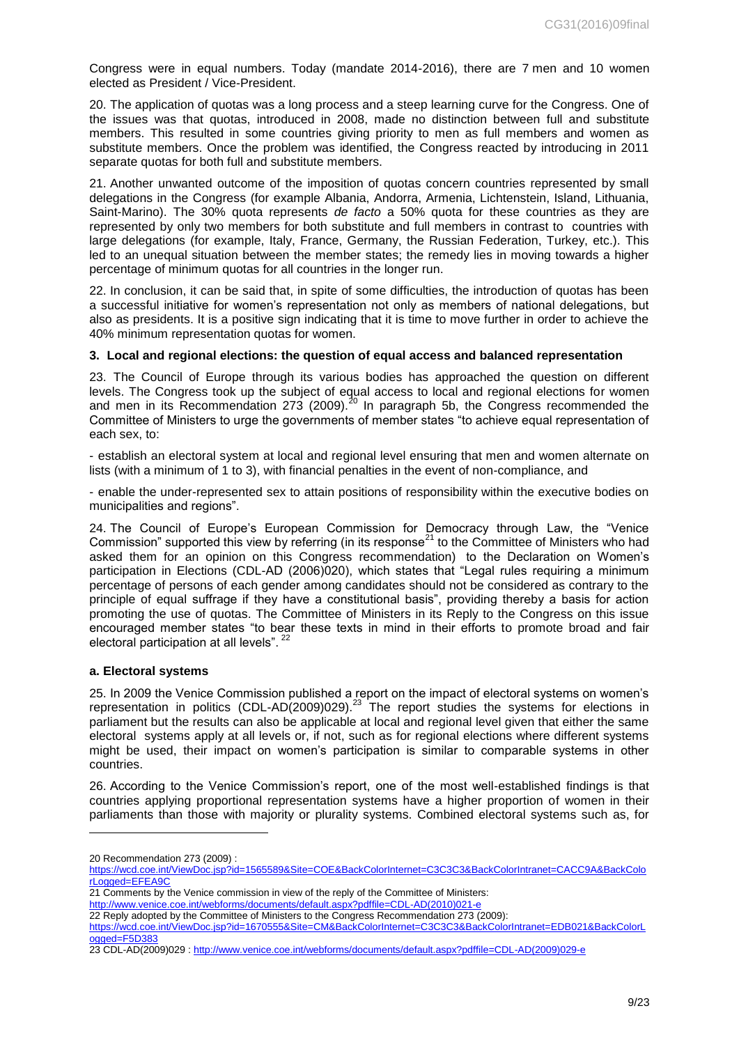Congress were in equal numbers. Today (mandate 2014-2016), there are 7 men and 10 women elected as President / Vice-President.

20. The application of quotas was a long process and a steep learning curve for the Congress. One of the issues was that quotas, introduced in 2008, made no distinction between full and substitute members. This resulted in some countries giving priority to men as full members and women as substitute members. Once the problem was identified, the Congress reacted by introducing in 2011 separate quotas for both full and substitute members.

21. Another unwanted outcome of the imposition of quotas concern countries represented by small delegations in the Congress (for example Albania, Andorra, Armenia, Lichtenstein, Island, Lithuania, Saint-Marino). The 30% quota represents *de facto* a 50% quota for these countries as they are represented by only two members for both substitute and full members in contrast to countries with large delegations (for example, Italy, France, Germany, the Russian Federation, Turkey, etc.). This led to an unequal situation between the member states; the remedy lies in moving towards a higher percentage of minimum quotas for all countries in the longer run.

22. In conclusion, it can be said that, in spite of some difficulties, the introduction of quotas has been a successful initiative for women's representation not only as members of national delegations, but also as presidents. It is a positive sign indicating that it is time to move further in order to achieve the 40% minimum representation quotas for women.

### 3. Local and regional elections: the question of equal access and balanced representation

23. The Council of Europe through its various bodies has approached the question on different levels. The Congress took up the subject of equal access to local and regional elections for women and men in its Recommendation 273 (2009).[20] In paragraph 5b, the Congress recommended the Committee of Ministers to urge the governments of member states "to achieve equal representation of each sex, to:

- establish an electoral system at local and regional level ensuring that men and women alternate on lists (with a minimum of 1 to 3), with financial penalties in the event of non-compliance, and

- enable the under-represented sex to attain positions of responsibility within the executive bodies on municipalities and regions".

24. The Council of Europe's European Commission for Democracy through Law, the "Venice Commission" supported this view by referring (in its response[21] to the Committee of Ministers who had asked them for an opinion on this Congress recommendation) to the Declaration on Women's participation in Elections (CDL-AD (2006)020), which states that "Legal rules requiring a minimum percentage of persons of each gender among candidates should not be considered as contrary to the principle of equal suffrage if they have a constitutional basis", providing thereby a basis for action promoting the use of quotas. The Committee of Ministers in its Reply to the Congress on this issue encouraged member states "to bear these texts in mind in their efforts to promote broad and fair electoral participation at all levels". [22]

#### a. Electoral systems

25. In 2009 the Venice Commission published a report on the impact of electoral systems on women's representation in politics (CDL-AD(2009)029).[23] The report studies the systems for elections in parliament but the results can also be applicable at local and regional level given that either the same electoral systems apply at all levels or, if not, such as for regional elections where different systems might be used, their impact on women's participation is similar to comparable systems in other countries.

26. According to the Venice Commission's report, one of the most well-established findings is that countries applying proportional representation systems have a higher proportion of women in their parliaments than those with majority or plurality systems. Combined electoral systems such as, for

---

20 Recommendation 273 (2009) : https://wcd.coe.int/ViewDoc.jsp?id=1565589&Site=COE&BackColorInternet=C3C3C3&BackColorIntranet=CACC9A&BackColorLogged=EFEA9C

21 Comments by the Venice commission in view of the reply of the Committee of Ministers: http://www.venice.coe.int/webforms/documents/default.aspx?pdffile=CDL-AD(2010)021-e

22 Reply adopted by the Committee of Ministers to the Congress Recommendation 273 (2009): https://wcd.coe.int/ViewDoc.jsp?id=1670555&Site=CM&BackColorInternet=C3C3C3&BackColorIntranet=EDB021&BackColorLogged=F5D383

23 CDL-AD(2009)029 : http://www.venice.coe.int/webforms/documents/default.aspx?pdffile=CDL-AD(2009)029-e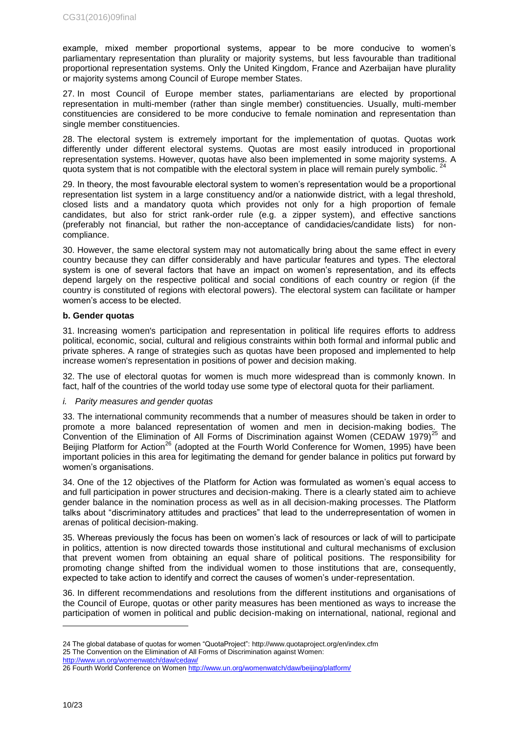example, mixed member proportional systems, appear to be more conducive to women's parliamentary representation than plurality or majority systems, but less favourable than traditional proportional representation systems. Only the United Kingdom, France and Azerbaijan have plurality or majority systems among Council of Europe member States.

27. In most Council of Europe member states, parliamentarians are elected by proportional representation in multi-member (rather than single member) constituencies. Usually, multi-member constituencies are considered to be more conducive to female nomination and representation than single member constituencies.

28. The electoral system is extremely important for the implementation of quotas. Quotas work differently under different electoral systems. Quotas are most easily introduced in proportional representation systems. However, quotas have also been implemented in some majority systems. A quota system that is not compatible with the electoral system in place will remain purely symbolic. [24]

29. In theory, the most favourable electoral system to women's representation would be a proportional representation list system in a large constituency and/or a nationwide district, with a legal threshold, closed lists and a mandatory quota which provides not only for a high proportion of female candidates, but also for strict rank-order rule (e.g. a zipper system), and effective sanctions (preferably not financial, but rather the non-acceptance of candidacies/candidate lists) for non-compliance.

30. However, the same electoral system may not automatically bring about the same effect in every country because they can differ considerably and have particular features and types. The electoral system is one of several factors that have an impact on women's representation, and its effects depend largely on the respective political and social conditions of each country or region (if the country is constituted of regions with electoral powers). The electoral system can facilitate or hamper women's access to be elected.

**b. Gender quotas**

31. Increasing women's participation and representation in political life requires efforts to address political, economic, social, cultural and religious constraints within both formal and informal public and private spheres. A range of strategies such as quotas have been proposed and implemented to help increase women's representation in positions of power and decision making.

32. The use of electoral quotas for women is much more widespread than is commonly known. In fact, half of the countries of the world today use some type of electoral quota for their parliament.

*i. Parity measures and gender quotas*

33. The international community recommends that a number of measures should be taken in order to promote a more balanced representation of women and men in decision-making bodies. The Convention of the Elimination of All Forms of Discrimination against Women (CEDAW 1979)[25] and Beijing Platform for Action[26] (adopted at the Fourth World Conference for Women, 1995) have been important policies in this area for legitimating the demand for gender balance in politics put forward by women's organisations.

34. One of the 12 objectives of the Platform for Action was formulated as women's equal access to and full participation in power structures and decision-making. There is a clearly stated aim to achieve gender balance in the nomination process as well as in all decision-making processes. The Platform talks about "discriminatory attitudes and practices" that lead to the underrepresentation of women in arenas of political decision-making.

35. Whereas previously the focus has been on women's lack of resources or lack of will to participate in politics, attention is now directed towards those institutional and cultural mechanisms of exclusion that prevent women from obtaining an equal share of political positions. The responsibility for promoting change shifted from the individual women to those institutions that are, consequently, expected to take action to identify and correct the causes of women's under-representation.

36. In different recommendations and resolutions from the different institutions and organisations of the Council of Europe, quotas or other parity measures has been mentioned as ways to increase the participation of women in political and public decision-making on international, national, regional and

24 The global database of quotas for women "QuotaProject": http://www.quotaproject.org/en/index.cfm
25 The Convention on the Elimination of All Forms of Discrimination against Women: http://www.un.org/womenwatch/daw/cedaw/
26 Fourth World Conference on Women http://www.un.org/womenwatch/daw/beijing/platform/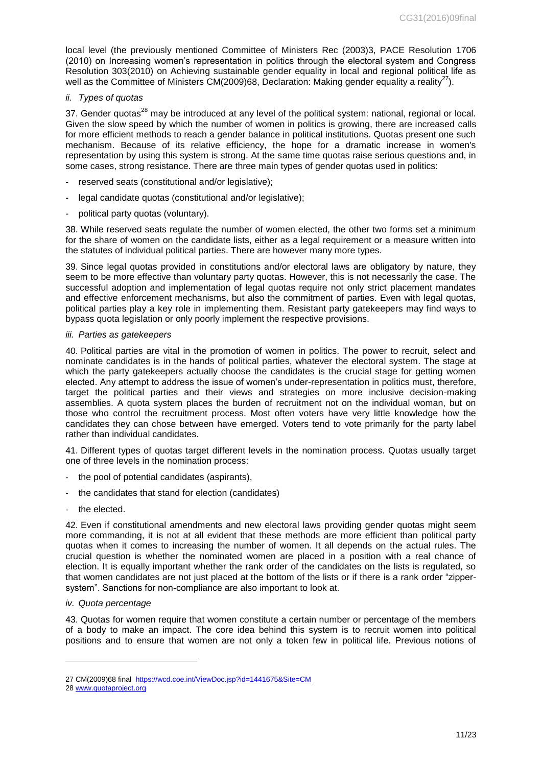local level (the previously mentioned Committee of Ministers Rec (2003)3, PACE Resolution 1706 (2010) on Increasing women's representation in politics through the electoral system and Congress Resolution 303(2010) on Achieving sustainable gender equality in local and regional political life as well as the Committee of Ministers CM(2009)68, Declaration: Making gender equality a reality[27]).

*ii. Types of quotas*

37. Gender quotas[28] may be introduced at any level of the political system: national, regional or local. Given the slow speed by which the number of women in politics is growing, there are increased calls for more efficient methods to reach a gender balance in political institutions. Quotas present one such mechanism. Because of its relative efficiency, the hope for a dramatic increase in women's representation by using this system is strong. At the same time quotas raise serious questions and, in some cases, strong resistance. There are three main types of gender quotas used in politics:

- reserved seats (constitutional and/or legislative);
- legal candidate quotas (constitutional and/or legislative);
- political party quotas (voluntary).

38. While reserved seats regulate the number of women elected, the other two forms set a minimum for the share of women on the candidate lists, either as a legal requirement or a measure written into the statutes of individual political parties. There are however many more types.

39. Since legal quotas provided in constitutions and/or electoral laws are obligatory by nature, they seem to be more effective than voluntary party quotas. However, this is not necessarily the case. The successful adoption and implementation of legal quotas require not only strict placement mandates and effective enforcement mechanisms, but also the commitment of parties. Even with legal quotas, political parties play a key role in implementing them. Resistant party gatekeepers may find ways to bypass quota legislation or only poorly implement the respective provisions.

*iii. Parties as gatekeepers*

40. Political parties are vital in the promotion of women in politics. The power to recruit, select and nominate candidates is in the hands of political parties, whatever the electoral system. The stage at which the party gatekeepers actually choose the candidates is the crucial stage for getting women elected. Any attempt to address the issue of women's under-representation in politics must, therefore, target the political parties and their views and strategies on more inclusive decision-making assemblies. A quota system places the burden of recruitment not on the individual woman, but on those who control the recruitment process. Most often voters have very little knowledge how the candidates they can chose between have emerged. Voters tend to vote primarily for the party label rather than individual candidates.

41. Different types of quotas target different levels in the nomination process. Quotas usually target one of three levels in the nomination process:

- the pool of potential candidates (aspirants),
- the candidates that stand for election (candidates)
- the elected.

42. Even if constitutional amendments and new electoral laws providing gender quotas might seem more commanding, it is not at all evident that these methods are more efficient than political party quotas when it comes to increasing the number of women. It all depends on the actual rules. The crucial question is whether the nominated women are placed in a position with a real chance of election. It is equally important whether the rank order of the candidates on the lists is regulated, so that women candidates are not just placed at the bottom of the lists or if there is a rank order "zipper-system". Sanctions for non-compliance are also important to look at.

*iv. Quota percentage*

43. Quotas for women require that women constitute a certain number or percentage of the members of a body to make an impact. The core idea behind this system is to recruit women into political positions and to ensure that women are not only a token few in political life. Previous notions of

---

27 CM(2009)68 final https://wcd.coe.int/ViewDoc.jsp?id=1441675&Site=CM

28 www.quotaproject.org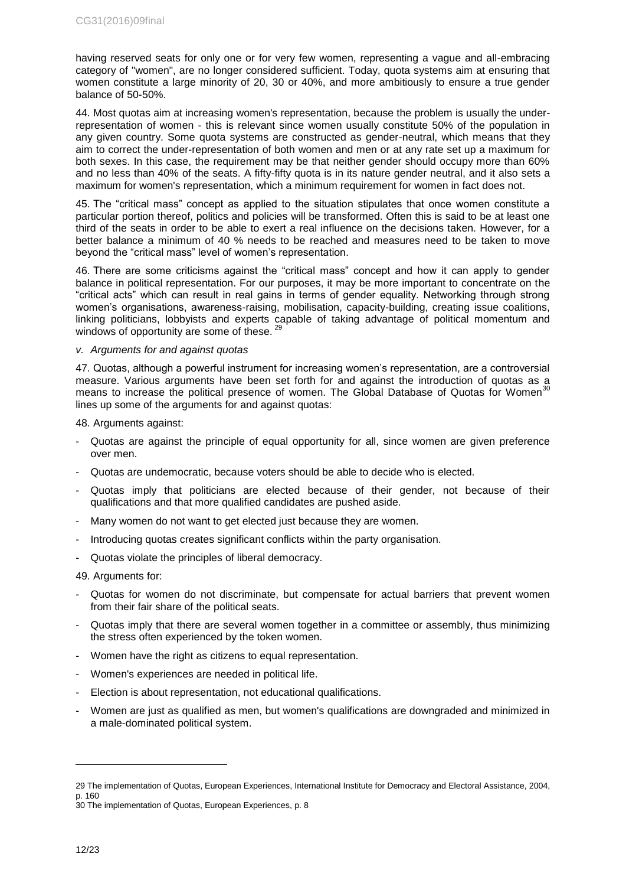having reserved seats for only one or for very few women, representing a vague and all-embracing category of "women", are no longer considered sufficient. Today, quota systems aim at ensuring that women constitute a large minority of 20, 30 or 40%, and more ambitiously to ensure a true gender balance of 50-50%.

44. Most quotas aim at increasing women's representation, because the problem is usually the under-representation of women - this is relevant since women usually constitute 50% of the population in any given country. Some quota systems are constructed as gender-neutral, which means that they aim to correct the under-representation of both women and men or at any rate set up a maximum for both sexes. In this case, the requirement may be that neither gender should occupy more than 60% and no less than 40% of the seats. A fifty-fifty quota is in its nature gender neutral, and it also sets a maximum for women's representation, which a minimum requirement for women in fact does not.

45. The "critical mass" concept as applied to the situation stipulates that once women constitute a particular portion thereof, politics and policies will be transformed. Often this is said to be at least one third of the seats in order to be able to exert a real influence on the decisions taken. However, for a better balance a minimum of 40 % needs to be reached and measures need to be taken to move beyond the "critical mass" level of women's representation.

46. There are some criticisms against the "critical mass" concept and how it can apply to gender balance in political representation. For our purposes, it may be more important to concentrate on the "critical acts" which can result in real gains in terms of gender equality. Networking through strong women's organisations, awareness-raising, mobilisation, capacity-building, creating issue coalitions, linking politicians, lobbyists and experts capable of taking advantage of political momentum and windows of opportunity are some of these. [29]

*v. Arguments for and against quotas*

47. Quotas, although a powerful instrument for increasing women's representation, are a controversial measure. Various arguments have been set forth for and against the introduction of quotas as a means to increase the political presence of women. The Global Database of Quotas for Women[30] lines up some of the arguments for and against quotas:

48. Arguments against:

- Quotas are against the principle of equal opportunity for all, since women are given preference over men.
- Quotas are undemocratic, because voters should be able to decide who is elected.
- Quotas imply that politicians are elected because of their gender, not because of their qualifications and that more qualified candidates are pushed aside.
- Many women do not want to get elected just because they are women.
- Introducing quotas creates significant conflicts within the party organisation.
- Quotas violate the principles of liberal democracy.

49. Arguments for:

- Quotas for women do not discriminate, but compensate for actual barriers that prevent women from their fair share of the political seats.
- Quotas imply that there are several women together in a committee or assembly, thus minimizing the stress often experienced by the token women.
- Women have the right as citizens to equal representation.
- Women's experiences are needed in political life.
- Election is about representation, not educational qualifications.
- Women are just as qualified as men, but women's qualifications are downgraded and minimized in a male-dominated political system.

---

29 The implementation of Quotas, European Experiences, International Institute for Democracy and Electoral Assistance, 2004, p. 160

30 The implementation of Quotas, European Experiences, p. 8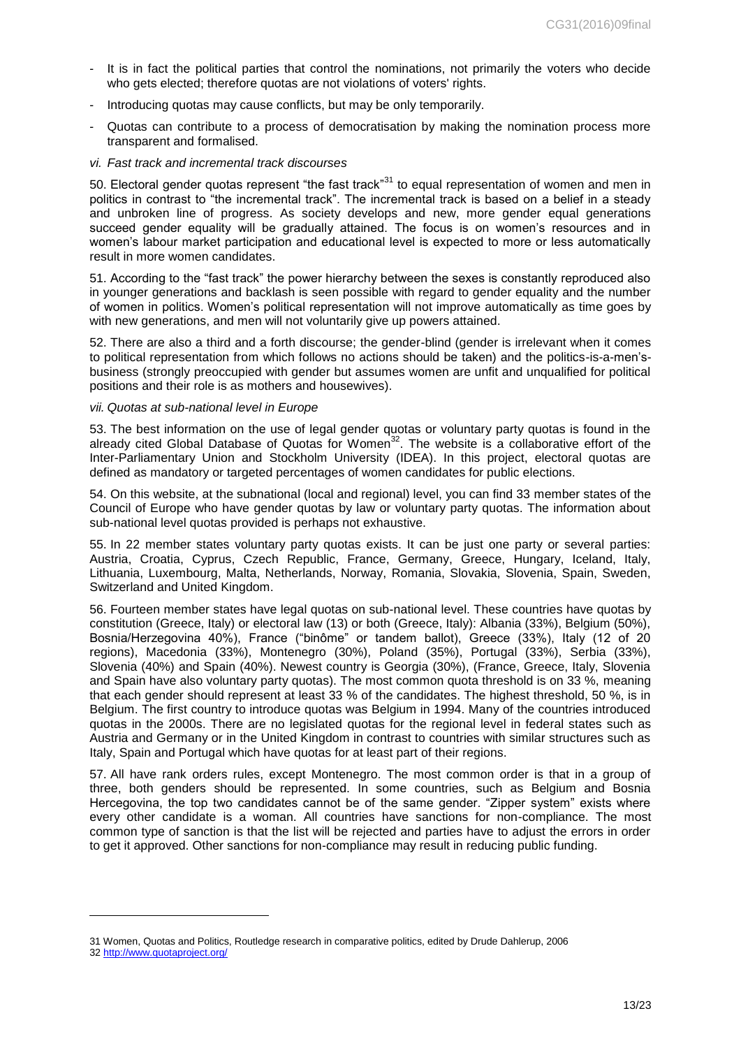- It is in fact the political parties that control the nominations, not primarily the voters who decide who gets elected; therefore quotas are not violations of voters' rights.
- Introducing quotas may cause conflicts, but may be only temporarily.
- Quotas can contribute to a process of democratisation by making the nomination process more transparent and formalised.

*vi. Fast track and incremental track discourses*

50. Electoral gender quotas represent "the fast track"[31] to equal representation of women and men in politics in contrast to "the incremental track". The incremental track is based on a belief in a steady and unbroken line of progress. As society develops and new, more gender equal generations succeed gender equality will be gradually attained. The focus is on women's resources and in women's labour market participation and educational level is expected to more or less automatically result in more women candidates.

51. According to the "fast track" the power hierarchy between the sexes is constantly reproduced also in younger generations and backlash is seen possible with regard to gender equality and the number of women in politics. Women's political representation will not improve automatically as time goes by with new generations, and men will not voluntarily give up powers attained.

52. There are also a third and a forth discourse; the gender-blind (gender is irrelevant when it comes to political representation from which follows no actions should be taken) and the politics-is-a-men's-business (strongly preoccupied with gender but assumes women are unfit and unqualified for political positions and their role is as mothers and housewives).

*vii. Quotas at sub-national level in Europe*

53. The best information on the use of legal gender quotas or voluntary party quotas is found in the already cited Global Database of Quotas for Women[32]. The website is a collaborative effort of the Inter-Parliamentary Union and Stockholm University (IDEA). In this project, electoral quotas are defined as mandatory or targeted percentages of women candidates for public elections.

54. On this website, at the subnational (local and regional) level, you can find 33 member states of the Council of Europe who have gender quotas by law or voluntary party quotas. The information about sub-national level quotas provided is perhaps not exhaustive.

55. In 22 member states voluntary party quotas exists. It can be just one party or several parties: Austria, Croatia, Cyprus, Czech Republic, France, Germany, Greece, Hungary, Iceland, Italy, Lithuania, Luxembourg, Malta, Netherlands, Norway, Romania, Slovakia, Slovenia, Spain, Sweden, Switzerland and United Kingdom.

56. Fourteen member states have legal quotas on sub-national level. These countries have quotas by constitution (Greece, Italy) or electoral law (13) or both (Greece, Italy): Albania (33%), Belgium (50%), Bosnia/Herzegovina 40%), France ("binôme" or tandem ballot), Greece (33%), Italy (12 of 20 regions), Macedonia (33%), Montenegro (30%), Poland (35%), Portugal (33%), Serbia (33%), Slovenia (40%) and Spain (40%). Newest country is Georgia (30%), (France, Greece, Italy, Slovenia and Spain have also voluntary party quotas). The most common quota threshold is on 33 %, meaning that each gender should represent at least 33 % of the candidates. The highest threshold, 50 %, is in Belgium. The first country to introduce quotas was Belgium in 1994. Many of the countries introduced quotas in the 2000s. There are no legislated quotas for the regional level in federal states such as Austria and Germany or in the United Kingdom in contrast to countries with similar structures such as Italy, Spain and Portugal which have quotas for at least part of their regions.

57. All have rank orders rules, except Montenegro. The most common order is that in a group of three, both genders should be represented. In some countries, such as Belgium and Bosnia Hercegovina, the top two candidates cannot be of the same gender. "Zipper system" exists where every other candidate is a woman. All countries have sanctions for non-compliance. The most common type of sanction is that the list will be rejected and parties have to adjust the errors in order to get it approved. Other sanctions for non-compliance may result in reducing public funding.

---

31 Women, Quotas and Politics, Routledge research in comparative politics, edited by Drude Dahlerup, 2006

32 http://www.quotaproject.org/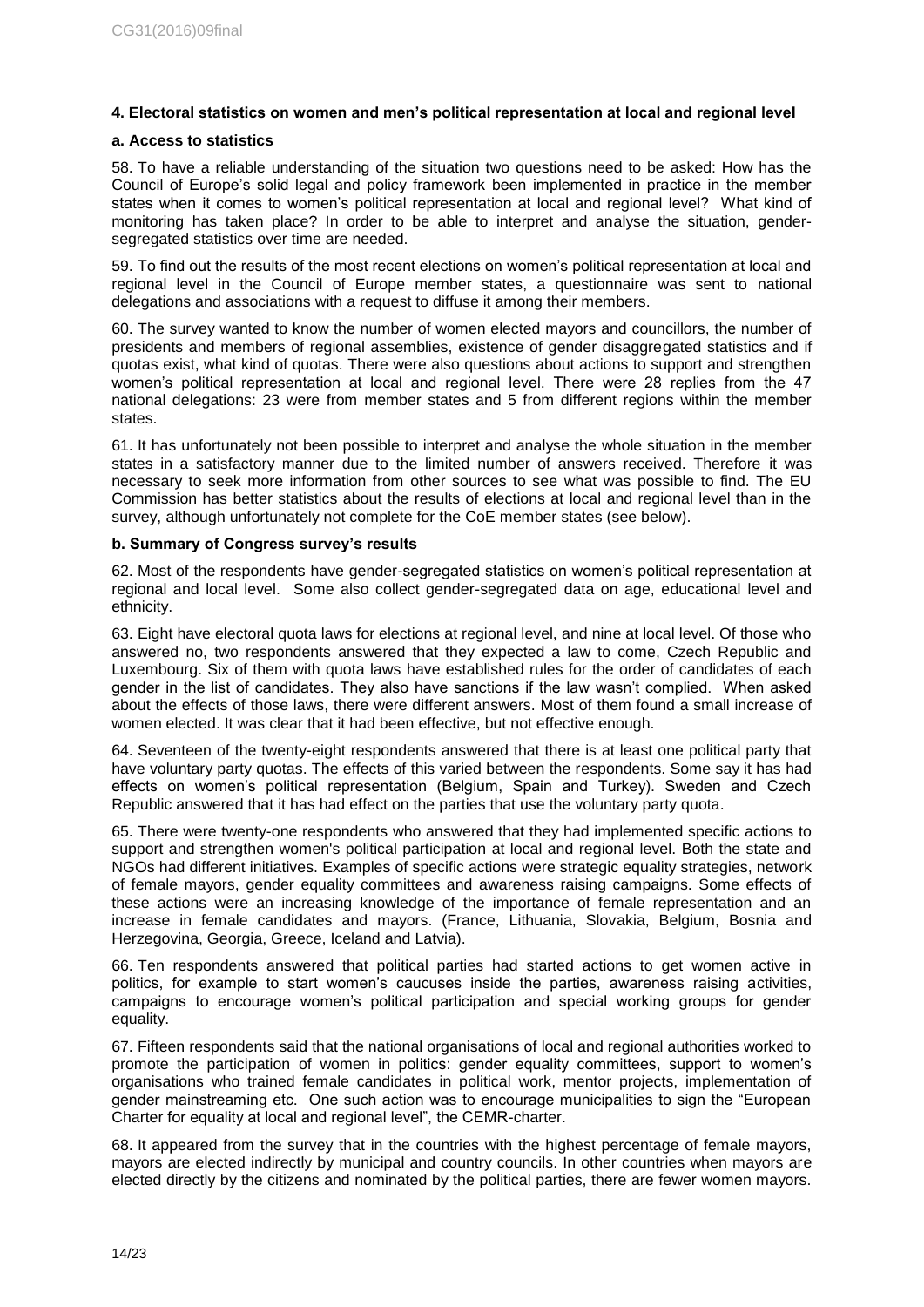#### 4. Electoral statistics on women and men's political representation at local and regional level

##### a. Access to statistics

58. To have a reliable understanding of the situation two questions need to be asked: How has the Council of Europe's solid legal and policy framework been implemented in practice in the member states when it comes to women's political representation at local and regional level? What kind of monitoring has taken place? In order to be able to interpret and analyse the situation, gender-segregated statistics over time are needed.

59. To find out the results of the most recent elections on women's political representation at local and regional level in the Council of Europe member states, a questionnaire was sent to national delegations and associations with a request to diffuse it among their members.

60. The survey wanted to know the number of women elected mayors and councillors, the number of presidents and members of regional assemblies, existence of gender disaggregated statistics and if quotas exist, what kind of quotas. There were also questions about actions to support and strengthen women's political representation at local and regional level. There were 28 replies from the 47 national delegations: 23 were from member states and 5 from different regions within the member states.

61. It has unfortunately not been possible to interpret and analyse the whole situation in the member states in a satisfactory manner due to the limited number of answers received. Therefore it was necessary to seek more information from other sources to see what was possible to find. The EU Commission has better statistics about the results of elections at local and regional level than in the survey, although unfortunately not complete for the CoE member states (see below).

##### b. Summary of Congress survey's results

62. Most of the respondents have gender-segregated statistics on women's political representation at regional and local level. Some also collect gender-segregated data on age, educational level and ethnicity.

63. Eight have electoral quota laws for elections at regional level, and nine at local level. Of those who answered no, two respondents answered that they expected a law to come, Czech Republic and Luxembourg. Six of them with quota laws have established rules for the order of candidates of each gender in the list of candidates. They also have sanctions if the law wasn't complied. When asked about the effects of those laws, there were different answers. Most of them found a small increase of women elected. It was clear that it had been effective, but not effective enough.

64. Seventeen of the twenty-eight respondents answered that there is at least one political party that have voluntary party quotas. The effects of this varied between the respondents. Some say it has had effects on women's political representation (Belgium, Spain and Turkey). Sweden and Czech Republic answered that it has had effect on the parties that use the voluntary party quota.

65. There were twenty-one respondents who answered that they had implemented specific actions to support and strengthen women's political participation at local and regional level. Both the state and NGOs had different initiatives. Examples of specific actions were strategic equality strategies, network of female mayors, gender equality committees and awareness raising campaigns. Some effects of these actions were an increasing knowledge of the importance of female representation and an increase in female candidates and mayors. (France, Lithuania, Slovakia, Belgium, Bosnia and Herzegovina, Georgia, Greece, Iceland and Latvia).

66. Ten respondents answered that political parties had started actions to get women active in politics, for example to start women's caucuses inside the parties, awareness raising activities, campaigns to encourage women's political participation and special working groups for gender equality.

67. Fifteen respondents said that the national organisations of local and regional authorities worked to promote the participation of women in politics: gender equality committees, support to women's organisations who trained female candidates in political work, mentor projects, implementation of gender mainstreaming etc. One such action was to encourage municipalities to sign the "European Charter for equality at local and regional level", the CEMR-charter.

68. It appeared from the survey that in the countries with the highest percentage of female mayors, mayors are elected indirectly by municipal and country councils. In other countries when mayors are elected directly by the citizens and nominated by the political parties, there are fewer women mayors.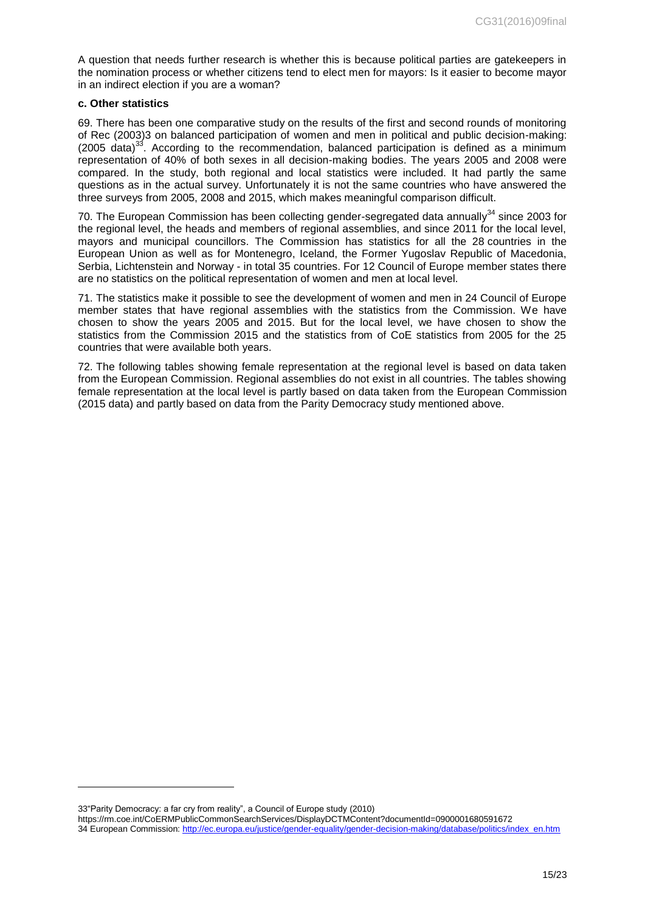A question that needs further research is whether this is because political parties are gatekeepers in the nomination process or whether citizens tend to elect men for mayors: Is it easier to become mayor in an indirect election if you are a woman?

**c. Other statistics**

69. There has been one comparative study on the results of the first and second rounds of monitoring of Rec (2003)3 on balanced participation of women and men in political and public decision-making: (2005 data)[33]. According to the recommendation, balanced participation is defined as a minimum representation of 40% of both sexes in all decision-making bodies. The years 2005 and 2008 were compared. In the study, both regional and local statistics were included. It had partly the same questions as in the actual survey. Unfortunately it is not the same countries who have answered the three surveys from 2005, 2008 and 2015, which makes meaningful comparison difficult.

70. The European Commission has been collecting gender-segregated data annually[34] since 2003 for the regional level, the heads and members of regional assemblies, and since 2011 for the local level, mayors and municipal councillors. The Commission has statistics for all the 28 countries in the European Union as well as for Montenegro, Iceland, the Former Yugoslav Republic of Macedonia, Serbia, Lichtenstein and Norway - in total 35 countries. For 12 Council of Europe member states there are no statistics on the political representation of women and men at local level.

71. The statistics make it possible to see the development of women and men in 24 Council of Europe member states that have regional assemblies with the statistics from the Commission. We have chosen to show the years 2005 and 2015. But for the local level, we have chosen to show the statistics from the Commission 2015 and the statistics from of CoE statistics from 2005 for the 25 countries that were available both years.

72. The following tables showing female representation at the regional level is based on data taken from the European Commission. Regional assemblies do not exist in all countries. The tables showing female representation at the local level is partly based on data taken from the European Commission (2015 data) and partly based on data from the Parity Democracy study mentioned above.

---

33"Parity Democracy: a far cry from reality", a Council of Europe study (2010)
https://rm.coe.int/CoERMPublicCommonSearchServices/DisplayDCTMContent?documentId=0900001680591672

34 European Commission: http://ec.europa.eu/justice/gender-equality/gender-decision-making/database/politics/index_en.htm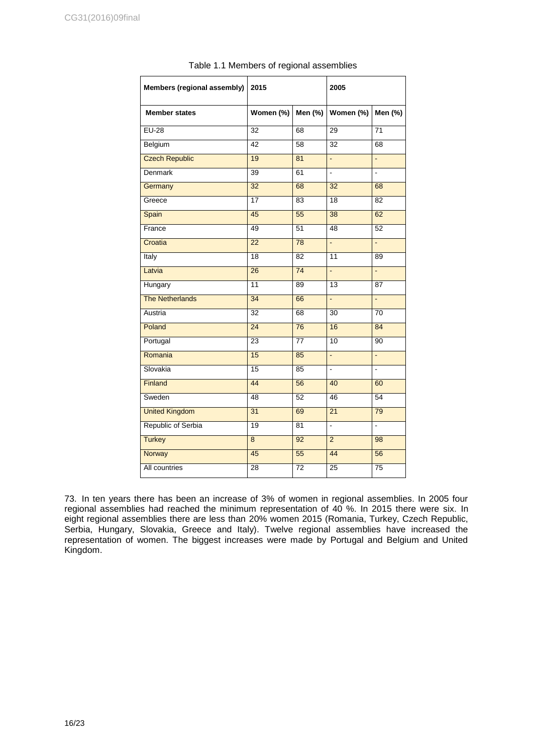Table 1.1 Members of regional assemblies

| Members (regional assembly) | 2015 | | 2005 | |
|---|---|---|---|---|
| **Member states** | **Women (%)** | **Men (%)** | **Women (%)** | **Men (%)** |
| EU-28 | 32 | 68 | 29 | 71 |
| Belgium | 42 | 58 | 32 | 68 |
| Czech Republic | 19 | 81 | - | - |
| Denmark | 39 | 61 | - | - |
| Germany | 32 | 68 | 32 | 68 |
| Greece | 17 | 83 | 18 | 82 |
| Spain | 45 | 55 | 38 | 62 |
| France | 49 | 51 | 48 | 52 |
| Croatia | 22 | 78 | - | - |
| Italy | 18 | 82 | 11 | 89 |
| Latvia | 26 | 74 | - | - |
| Hungary | 11 | 89 | 13 | 87 |
| The Netherlands | 34 | 66 | - | - |
| Austria | 32 | 68 | 30 | 70 |
| Poland | 24 | 76 | 16 | 84 |
| Portugal | 23 | 77 | 10 | 90 |
| Romania | 15 | 85 | - | - |
| Slovakia | 15 | 85 | - | - |
| Finland | 44 | 56 | 40 | 60 |
| Sweden | 48 | 52 | 46 | 54 |
| United Kingdom | 31 | 69 | 21 | 79 |
| Republic of Serbia | 19 | 81 | - | - |
| Turkey | 8 | 92 | 2 | 98 |
| Norway | 45 | 55 | 44 | 56 |
| All countries | 28 | 72 | 25 | 75 |

73. In ten years there has been an increase of 3% of women in regional assemblies. In 2005 four regional assemblies had reached the minimum representation of 40 %. In 2015 there were six. In eight regional assemblies there are less than 20% women 2015 (Romania, Turkey, Czech Republic, Serbia, Hungary, Slovakia, Greece and Italy). Twelve regional assemblies have increased the representation of women. The biggest increases were made by Portugal and Belgium and United Kingdom.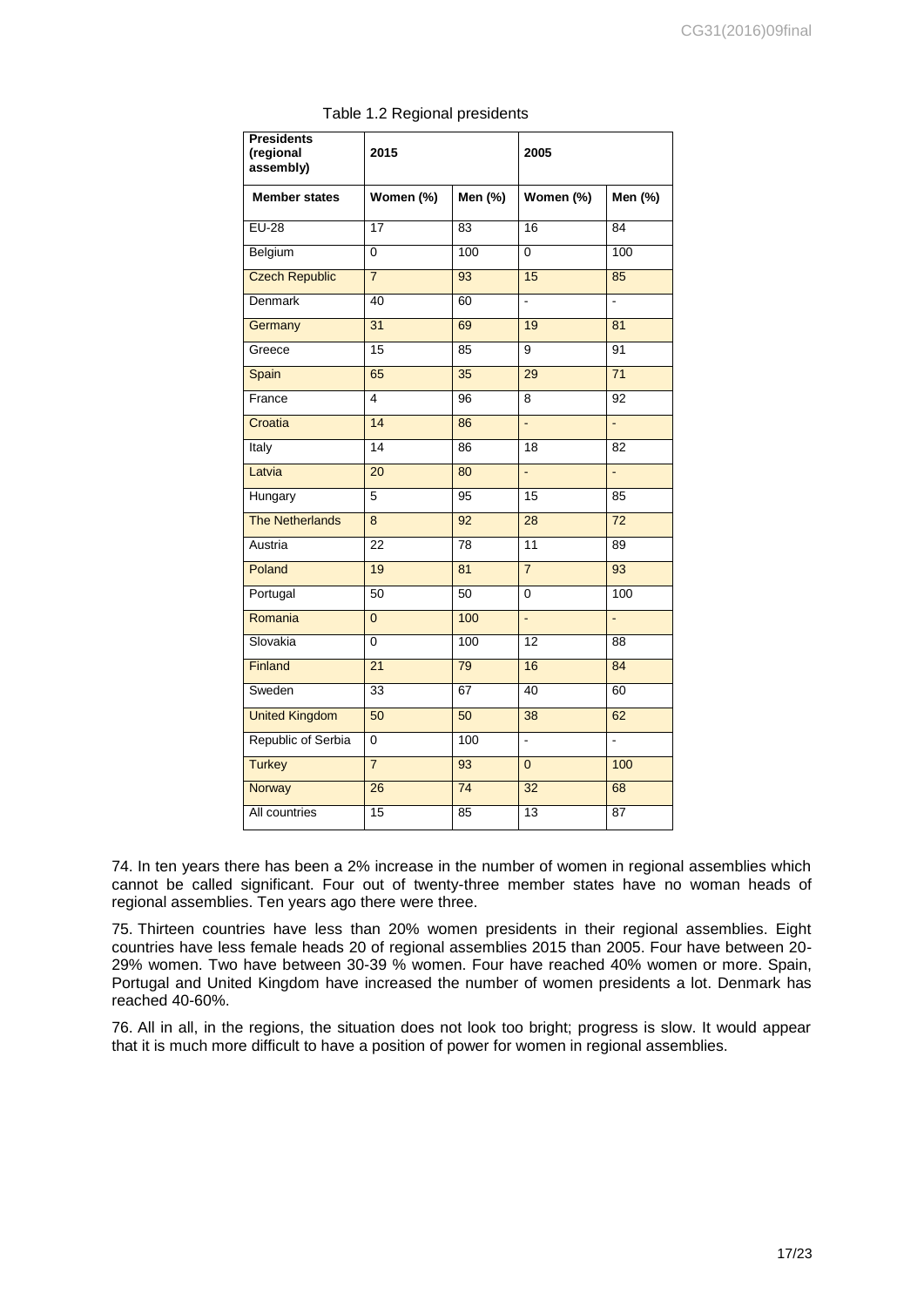Table 1.2 Regional presidents

| Presidents (regional assembly) | 2015 | | 2005 | |
|---|---|---|---|---|
| **Member states** | **Women (%)** | **Men (%)** | **Women (%)** | **Men (%)** |
| EU-28 | 17 | 83 | 16 | 84 |
| Belgium | 0 | 100 | 0 | 100 |
| Czech Republic | 7 | 93 | 15 | 85 |
| Denmark | 40 | 60 | - | - |
| Germany | 31 | 69 | 19 | 81 |
| Greece | 15 | 85 | 9 | 91 |
| Spain | 65 | 35 | 29 | 71 |
| France | 4 | 96 | 8 | 92 |
| Croatia | 14 | 86 | - | - |
| Italy | 14 | 86 | 18 | 82 |
| Latvia | 20 | 80 | - | - |
| Hungary | 5 | 95 | 15 | 85 |
| The Netherlands | 8 | 92 | 28 | 72 |
| Austria | 22 | 78 | 11 | 89 |
| Poland | 19 | 81 | 7 | 93 |
| Portugal | 50 | 50 | 0 | 100 |
| Romania | 0 | 100 | - | - |
| Slovakia | 0 | 100 | 12 | 88 |
| Finland | 21 | 79 | 16 | 84 |
| Sweden | 33 | 67 | 40 | 60 |
| United Kingdom | 50 | 50 | 38 | 62 |
| Republic of Serbia | 0 | 100 | - | - |
| Turkey | 7 | 93 | 0 | 100 |
| Norway | 26 | 74 | 32 | 68 |
| All countries | 15 | 85 | 13 | 87 |

74. In ten years there has been a 2% increase in the number of women in regional assemblies which cannot be called significant. Four out of twenty-three member states have no woman heads of regional assemblies. Ten years ago there were three.

75. Thirteen countries have less than 20% women presidents in their regional assemblies. Eight countries have less female heads 20 of regional assemblies 2015 than 2005. Four have between 20-29% women. Two have between 30-39 % women. Four have reached 40% women or more. Spain, Portugal and United Kingdom have increased the number of women presidents a lot. Denmark has reached 40-60%.

76. All in all, in the regions, the situation does not look too bright; progress is slow. It would appear that it is much more difficult to have a position of power for women in regional assemblies.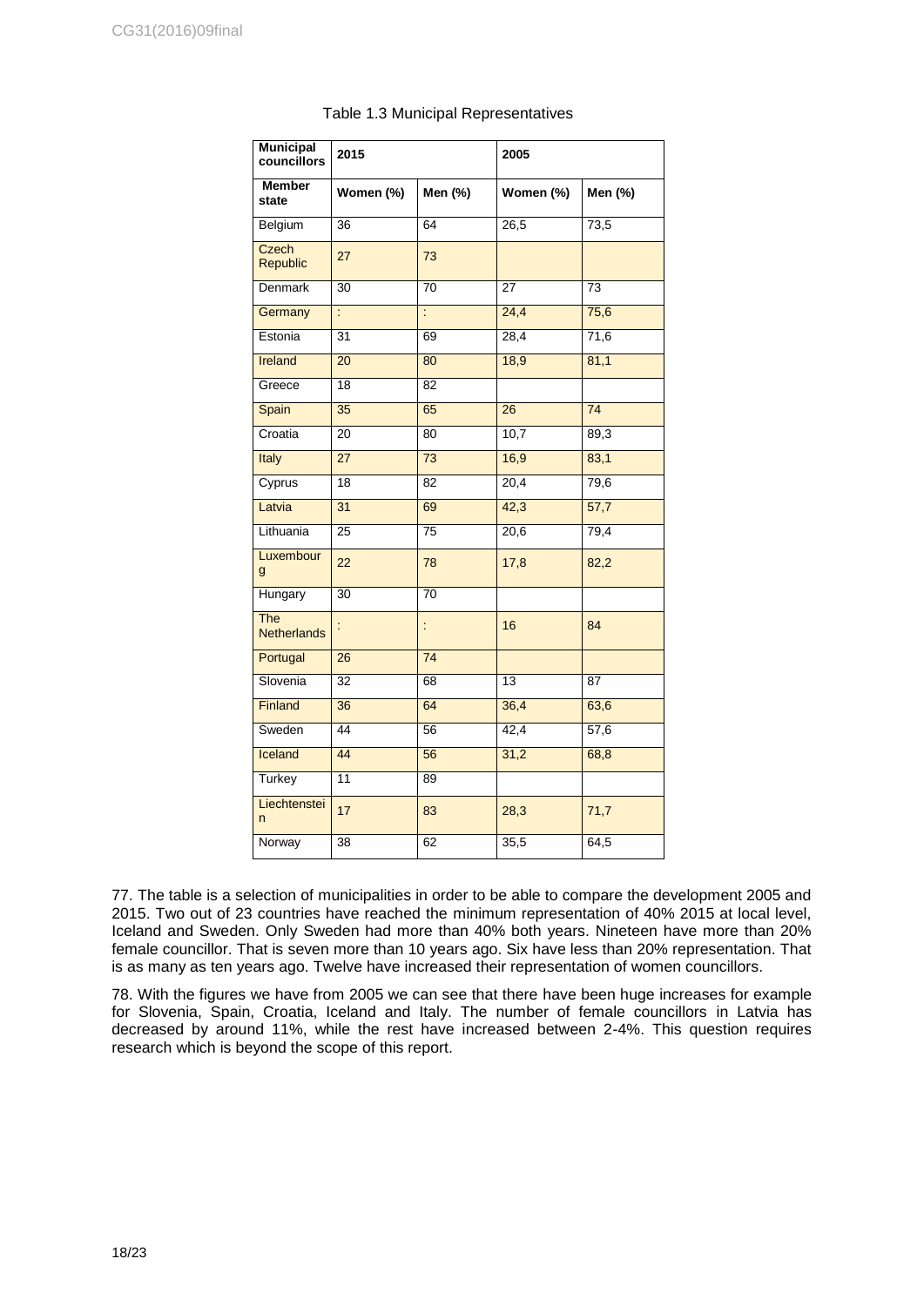Table 1.3 Municipal Representatives

| Municipal councillors | 2015 | | 2005 | |
|---|---|---|---|---|
| Member state | Women (%) | Men (%) | Women (%) | Men (%) |
| Belgium | 36 | 64 | 26,5 | 73,5 |
| Czech Republic | 27 | 73 | | |
| Denmark | 30 | 70 | 27 | 73 |
| Germany | : | : | 24,4 | 75,6 |
| Estonia | 31 | 69 | 28,4 | 71,6 |
| Ireland | 20 | 80 | 18,9 | 81,1 |
| Greece | 18 | 82 | | |
| Spain | 35 | 65 | 26 | 74 |
| Croatia | 20 | 80 | 10,7 | 89,3 |
| Italy | 27 | 73 | 16,9 | 83,1 |
| Cyprus | 18 | 82 | 20,4 | 79,6 |
| Latvia | 31 | 69 | 42,3 | 57,7 |
| Lithuania | 25 | 75 | 20,6 | 79,4 |
| Luxembourg | 22 | 78 | 17,8 | 82,2 |
| Hungary | 30 | 70 | | |
| The Netherlands | : | : | 16 | 84 |
| Portugal | 26 | 74 | | |
| Slovenia | 32 | 68 | 13 | 87 |
| Finland | 36 | 64 | 36,4 | 63,6 |
| Sweden | 44 | 56 | 42,4 | 57,6 |
| Iceland | 44 | 56 | 31,2 | 68,8 |
| Turkey | 11 | 89 | | |
| Liechtenstein | 17 | 83 | 28,3 | 71,7 |
| Norway | 38 | 62 | 35,5 | 64,5 |

77. The table is a selection of municipalities in order to be able to compare the development 2005 and 2015. Two out of 23 countries have reached the minimum representation of 40% 2015 at local level, Iceland and Sweden. Only Sweden had more than 40% both years. Nineteen have more than 20% female councillor. That is seven more than 10 years ago. Six have less than 20% representation. That is as many as ten years ago. Twelve have increased their representation of women councillors.

78. With the figures we have from 2005 we can see that there have been huge increases for example for Slovenia, Spain, Croatia, Iceland and Italy. The number of female councillors in Latvia has decreased by around 11%, while the rest have increased between 2-4%. This question requires research which is beyond the scope of this report.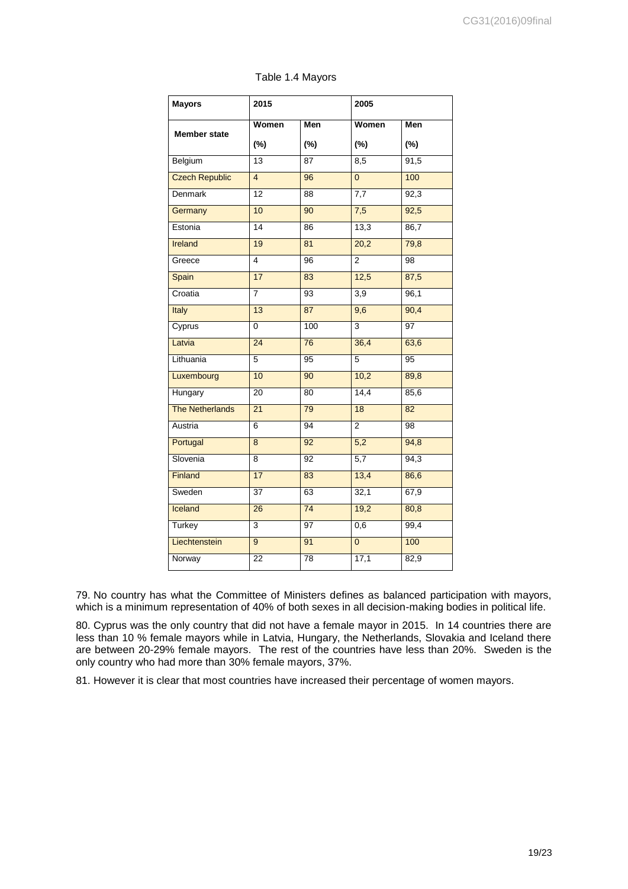Table 1.4 Mayors

| Mayors | 2015 | | 2005 | |
|---|---|---|---|---|
| Member state | Women (%) | Men (%) | Women (%) | Men (%) |
| Belgium | 13 | 87 | 8,5 | 91,5 |
| Czech Republic | 4 | 96 | 0 | 100 |
| Denmark | 12 | 88 | 7,7 | 92,3 |
| Germany | 10 | 90 | 7,5 | 92,5 |
| Estonia | 14 | 86 | 13,3 | 86,7 |
| Ireland | 19 | 81 | 20,2 | 79,8 |
| Greece | 4 | 96 | 2 | 98 |
| Spain | 17 | 83 | 12,5 | 87,5 |
| Croatia | 7 | 93 | 3,9 | 96,1 |
| Italy | 13 | 87 | 9,6 | 90,4 |
| Cyprus | 0 | 100 | 3 | 97 |
| Latvia | 24 | 76 | 36,4 | 63,6 |
| Lithuania | 5 | 95 | 5 | 95 |
| Luxembourg | 10 | 90 | 10,2 | 89,8 |
| Hungary | 20 | 80 | 14,4 | 85,6 |
| The Netherlands | 21 | 79 | 18 | 82 |
| Austria | 6 | 94 | 2 | 98 |
| Portugal | 8 | 92 | 5,2 | 94,8 |
| Slovenia | 8 | 92 | 5,7 | 94,3 |
| Finland | 17 | 83 | 13,4 | 86,6 |
| Sweden | 37 | 63 | 32,1 | 67,9 |
| Iceland | 26 | 74 | 19,2 | 80,8 |
| Turkey | 3 | 97 | 0,6 | 99,4 |
| Liechtenstein | 9 | 91 | 0 | 100 |
| Norway | 22 | 78 | 17,1 | 82,9 |

79. No country has what the Committee of Ministers defines as balanced participation with mayors, which is a minimum representation of 40% of both sexes in all decision-making bodies in political life.

80. Cyprus was the only country that did not have a female mayor in 2015. In 14 countries there are less than 10 % female mayors while in Latvia, Hungary, the Netherlands, Slovakia and Iceland there are between 20-29% female mayors. The rest of the countries have less than 20%. Sweden is the only country who had more than 30% female mayors, 37%.

81. However it is clear that most countries have increased their percentage of women mayors.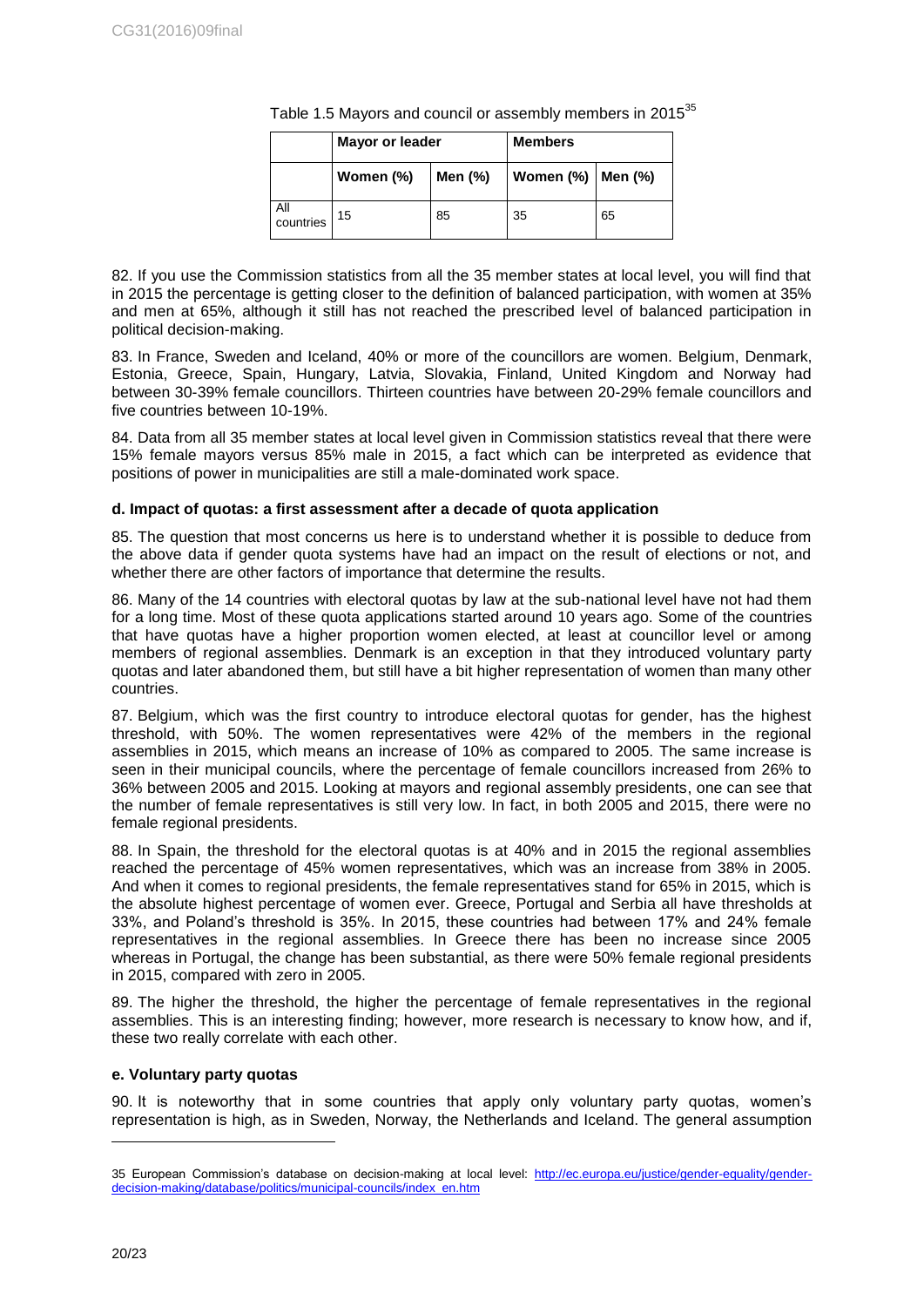Table 1.5 Mayors and council or assembly members in 2015[35]

| | Mayor or leader | | Members | |
|---|---|---|---|---|
| | Women (%) | Men (%) | Women (%) | Men (%) |
| All countries | 15 | 85 | 35 | 65 |

82. If you use the Commission statistics from all the 35 member states at local level, you will find that in 2015 the percentage is getting closer to the definition of balanced participation, with women at 35% and men at 65%, although it still has not reached the prescribed level of balanced participation in political decision-making.

83. In France, Sweden and Iceland, 40% or more of the councillors are women. Belgium, Denmark, Estonia, Greece, Spain, Hungary, Latvia, Slovakia, Finland, United Kingdom and Norway had between 30-39% female councillors. Thirteen countries have between 20-29% female councillors and five countries between 10-19%.

84. Data from all 35 member states at local level given in Commission statistics reveal that there were 15% female mayors versus 85% male in 2015, a fact which can be interpreted as evidence that positions of power in municipalities are still a male-dominated work space.

#### d. Impact of quotas: a first assessment after a decade of quota application

85. The question that most concerns us here is to understand whether it is possible to deduce from the above data if gender quota systems have had an impact on the result of elections or not, and whether there are other factors of importance that determine the results.

86. Many of the 14 countries with electoral quotas by law at the sub-national level have not had them for a long time. Most of these quota applications started around 10 years ago. Some of the countries that have quotas have a higher proportion women elected, at least at councillor level or among members of regional assemblies. Denmark is an exception in that they introduced voluntary party quotas and later abandoned them, but still have a bit higher representation of women than many other countries.

87. Belgium, which was the first country to introduce electoral quotas for gender, has the highest threshold, with 50%. The women representatives were 42% of the members in the regional assemblies in 2015, which means an increase of 10% as compared to 2005. The same increase is seen in their municipal councils, where the percentage of female councillors increased from 26% to 36% between 2005 and 2015. Looking at mayors and regional assembly presidents, one can see that the number of female representatives is still very low. In fact, in both 2005 and 2015, there were no female regional presidents.

88. In Spain, the threshold for the electoral quotas is at 40% and in 2015 the regional assemblies reached the percentage of 45% women representatives, which was an increase from 38% in 2005. And when it comes to regional presidents, the female representatives stand for 65% in 2015, which is the absolute highest percentage of women ever. Greece, Portugal and Serbia all have thresholds at 33%, and Poland's threshold is 35%. In 2015, these countries had between 17% and 24% female representatives in the regional assemblies. In Greece there has been no increase since 2005 whereas in Portugal, the change has been substantial, as there were 50% female regional presidents in 2015, compared with zero in 2005.

89. The higher the threshold, the higher the percentage of female representatives in the regional assemblies. This is an interesting finding; however, more research is necessary to know how, and if, these two really correlate with each other.

#### e. Voluntary party quotas

90. It is noteworthy that in some countries that apply only voluntary party quotas, women's representation is high, as in Sweden, Norway, the Netherlands and Iceland. The general assumption

35 European Commission's database on decision-making at local level: http://ec.europa.eu/justice/gender-equality/gender-decision-making/database/politics/municipal-councils/index_en.htm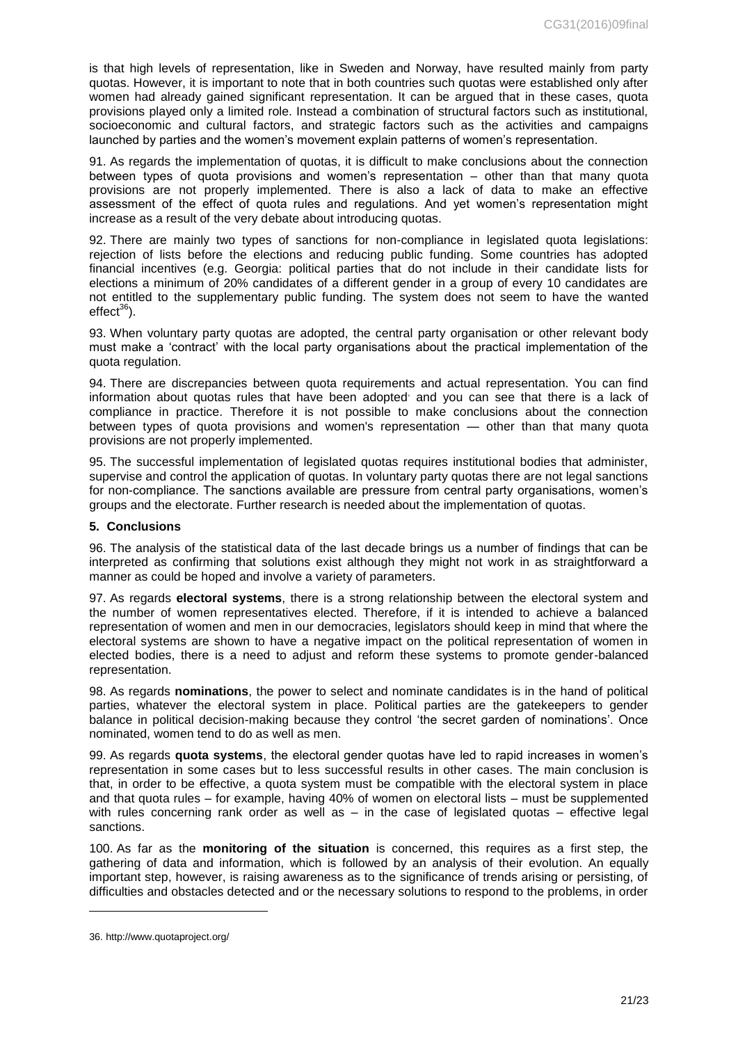is that high levels of representation, like in Sweden and Norway, have resulted mainly from party quotas. However, it is important to note that in both countries such quotas were established only after women had already gained significant representation. It can be argued that in these cases, quota provisions played only a limited role. Instead a combination of structural factors such as institutional, socioeconomic and cultural factors, and strategic factors such as the activities and campaigns launched by parties and the women's movement explain patterns of women's representation.

91. As regards the implementation of quotas, it is difficult to make conclusions about the connection between types of quota provisions and women's representation – other than that many quota provisions are not properly implemented. There is also a lack of data to make an effective assessment of the effect of quota rules and regulations. And yet women's representation might increase as a result of the very debate about introducing quotas.

92. There are mainly two types of sanctions for non-compliance in legislated quota legislations: rejection of lists before the elections and reducing public funding. Some countries has adopted financial incentives (e.g. Georgia: political parties that do not include in their candidate lists for elections a minimum of 20% candidates of a different gender in a group of every 10 candidates are not entitled to the supplementary public funding. The system does not seem to have the wanted effect[36]).

93. When voluntary party quotas are adopted, the central party organisation or other relevant body must make a 'contract' with the local party organisations about the practical implementation of the quota regulation.

94. There are discrepancies between quota requirements and actual representation. You can find information about quotas rules that have been adopted· and you can see that there is a lack of compliance in practice. Therefore it is not possible to make conclusions about the connection between types of quota provisions and women's representation — other than that many quota provisions are not properly implemented.

95. The successful implementation of legislated quotas requires institutional bodies that administer, supervise and control the application of quotas. In voluntary party quotas there are not legal sanctions for non-compliance. The sanctions available are pressure from central party organisations, women's groups and the electorate. Further research is needed about the implementation of quotas.

## 5. Conclusions

96. The analysis of the statistical data of the last decade brings us a number of findings that can be interpreted as confirming that solutions exist although they might not work in as straightforward a manner as could be hoped and involve a variety of parameters.

97. As regards **electoral systems**, there is a strong relationship between the electoral system and the number of women representatives elected. Therefore, if it is intended to achieve a balanced representation of women and men in our democracies, legislators should keep in mind that where the electoral systems are shown to have a negative impact on the political representation of women in elected bodies, there is a need to adjust and reform these systems to promote gender-balanced representation.

98. As regards **nominations**, the power to select and nominate candidates is in the hand of political parties, whatever the electoral system in place. Political parties are the gatekeepers to gender balance in political decision-making because they control 'the secret garden of nominations'. Once nominated, women tend to do as well as men.

99. As regards **quota systems**, the electoral gender quotas have led to rapid increases in women's representation in some cases but to less successful results in other cases. The main conclusion is that, in order to be effective, a quota system must be compatible with the electoral system in place and that quota rules – for example, having 40% of women on electoral lists – must be supplemented with rules concerning rank order as well as – in the case of legislated quotas – effective legal sanctions.

100. As far as the **monitoring of the situation** is concerned, this requires as a first step, the gathering of data and information, which is followed by an analysis of their evolution. An equally important step, however, is raising awareness as to the significance of trends arising or persisting, of difficulties and obstacles detected and or the necessary solutions to respond to the problems, in order

36. http://www.quotaproject.org/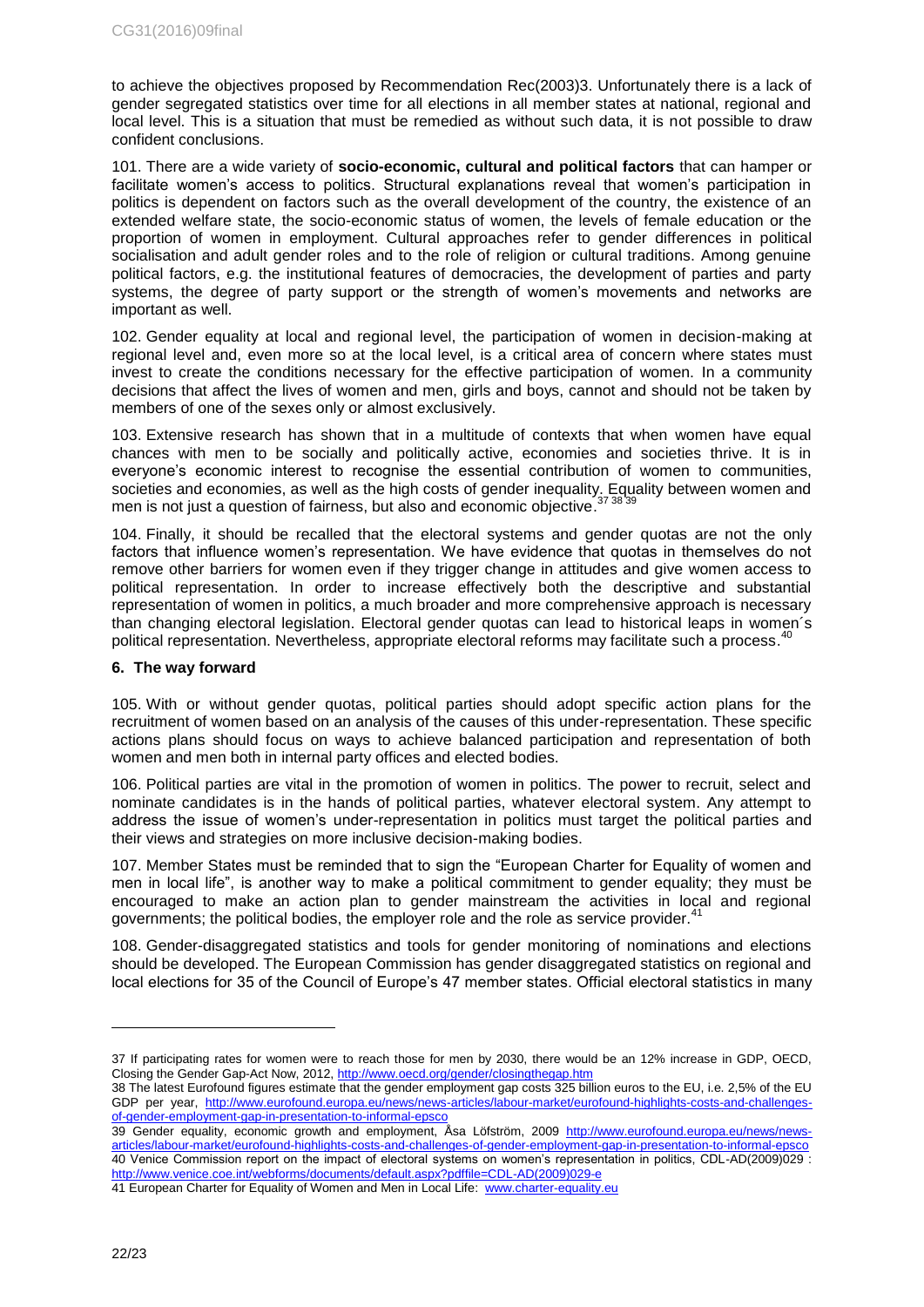to achieve the objectives proposed by Recommendation Rec(2003)3. Unfortunately there is a lack of gender segregated statistics over time for all elections in all member states at national, regional and local level. This is a situation that must be remedied as without such data, it is not possible to draw confident conclusions.

101. There are a wide variety of **socio-economic, cultural and political factors** that can hamper or facilitate women's access to politics. Structural explanations reveal that women's participation in politics is dependent on factors such as the overall development of the country, the existence of an extended welfare state, the socio-economic status of women, the levels of female education or the proportion of women in employment. Cultural approaches refer to gender differences in political socialisation and adult gender roles and to the role of religion or cultural traditions. Among genuine political factors, e.g. the institutional features of democracies, the development of parties and party systems, the degree of party support or the strength of women's movements and networks are important as well.

102. Gender equality at local and regional level, the participation of women in decision-making at regional level and, even more so at the local level, is a critical area of concern where states must invest to create the conditions necessary for the effective participation of women. In a community decisions that affect the lives of women and men, girls and boys, cannot and should not be taken by members of one of the sexes only or almost exclusively.

103. Extensive research has shown that in a multitude of contexts that when women have equal chances with men to be socially and politically active, economies and societies thrive. It is in everyone's economic interest to recognise the essential contribution of women to communities, societies and economies, as well as the high costs of gender inequality. Equality between women and men is not just a question of fairness, but also and economic objective.[37] [38] [39]

104. Finally, it should be recalled that the electoral systems and gender quotas are not the only factors that influence women's representation. We have evidence that quotas in themselves do not remove other barriers for women even if they trigger change in attitudes and give women access to political representation. In order to increase effectively both the descriptive and substantial representation of women in politics, a much broader and more comprehensive approach is necessary than changing electoral legislation. Electoral gender quotas can lead to historical leaps in women´s political representation. Nevertheless, appropriate electoral reforms may facilitate such a process.[40]

## 6. The way forward

105. With or without gender quotas, political parties should adopt specific action plans for the recruitment of women based on an analysis of the causes of this under-representation. These specific actions plans should focus on ways to achieve balanced participation and representation of both women and men both in internal party offices and elected bodies.

106. Political parties are vital in the promotion of women in politics. The power to recruit, select and nominate candidates is in the hands of political parties, whatever electoral system. Any attempt to address the issue of women's under-representation in politics must target the political parties and their views and strategies on more inclusive decision-making bodies.

107. Member States must be reminded that to sign the "European Charter for Equality of women and men in local life", is another way to make a political commitment to gender equality; they must be encouraged to make an action plan to gender mainstream the activities in local and regional governments; the political bodies, the employer role and the role as service provider.[41]

108. Gender-disaggregated statistics and tools for gender monitoring of nominations and elections should be developed. The European Commission has gender disaggregated statistics on regional and local elections for 35 of the Council of Europe's 47 member states. Official electoral statistics in many

---

37 If participating rates for women were to reach those for men by 2030, there would be an 12% increase in GDP, OECD, Closing the Gender Gap-Act Now, 2012, http://www.oecd.org/gender/closingthegap.htm

38 The latest Eurofound figures estimate that the gender employment gap costs 325 billion euros to the EU, i.e. 2,5% of the EU GDP per year, http://www.eurofound.europa.eu/news/news-articles/labour-market/eurofound-highlights-costs-and-challenges-of-gender-employment-gap-in-presentation-to-informal-epsco

39 Gender equality, economic growth and employment, Åsa Löfström, 2009 http://www.eurofound.europa.eu/news/news-articles/labour-market/eurofound-highlights-costs-and-challenges-of-gender-employment-gap-in-presentation-to-informal-epsco

40 Venice Commission report on the impact of electoral systems on women's representation in politics, CDL-AD(2009)029 : http://www.venice.coe.int/webforms/documents/default.aspx?pdffile=CDL-AD(2009)029-e

41 European Charter for Equality of Women and Men in Local Life: www.charter-equality.eu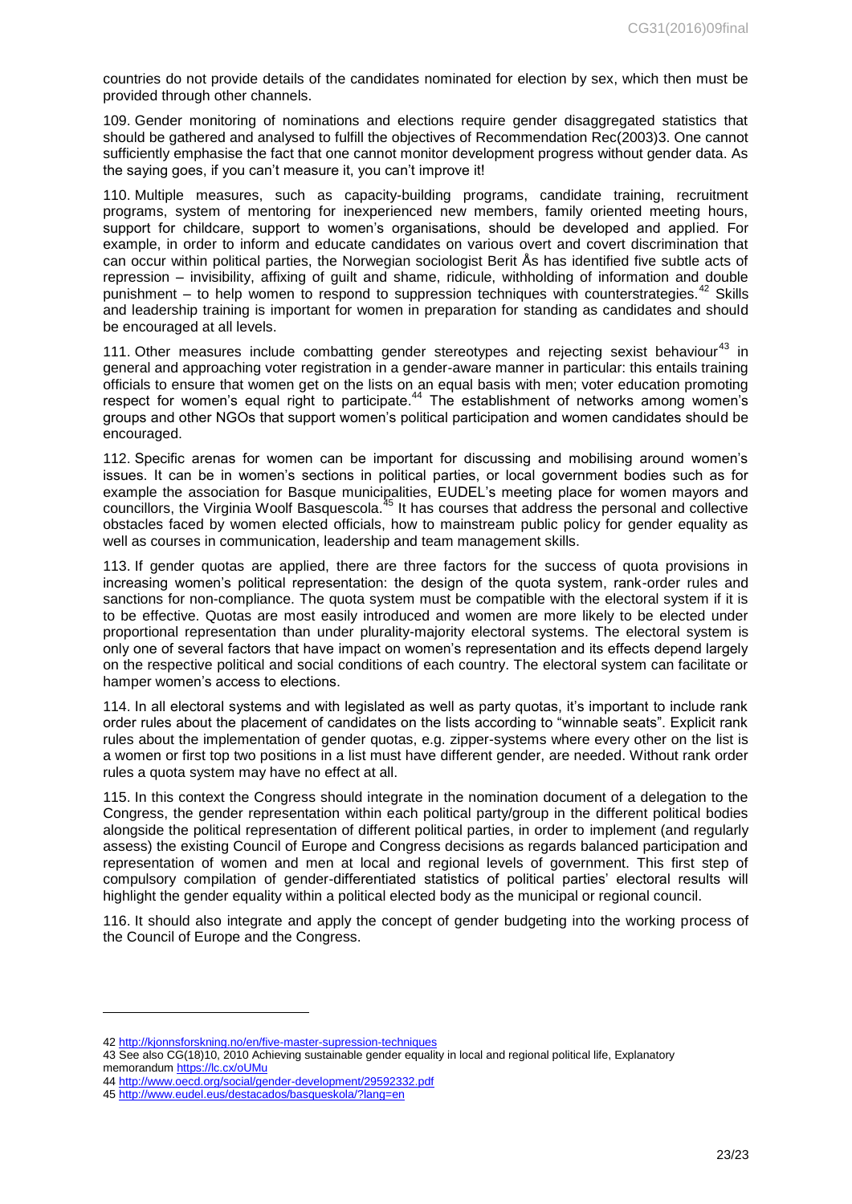countries do not provide details of the candidates nominated for election by sex, which then must be provided through other channels.

109. Gender monitoring of nominations and elections require gender disaggregated statistics that should be gathered and analysed to fulfill the objectives of Recommendation Rec(2003)3. One cannot sufficiently emphasise the fact that one cannot monitor development progress without gender data. As the saying goes, if you can't measure it, you can't improve it!

110. Multiple measures, such as capacity-building programs, candidate training, recruitment programs, system of mentoring for inexperienced new members, family oriented meeting hours, support for childcare, support to women's organisations, should be developed and applied. For example, in order to inform and educate candidates on various overt and covert discrimination that can occur within political parties, the Norwegian sociologist Berit Ås has identified five subtle acts of repression – invisibility, affixing of guilt and shame, ridicule, withholding of information and double punishment – to help women to respond to suppression techniques with counterstrategies.[42] Skills and leadership training is important for women in preparation for standing as candidates and should be encouraged at all levels.

111. Other measures include combatting gender stereotypes and rejecting sexist behaviour[43] in general and approaching voter registration in a gender-aware manner in particular: this entails training officials to ensure that women get on the lists on an equal basis with men; voter education promoting respect for women's equal right to participate.[44] The establishment of networks among women's groups and other NGOs that support women's political participation and women candidates should be encouraged.

112. Specific arenas for women can be important for discussing and mobilising around women's issues. It can be in women's sections in political parties, or local government bodies such as for example the association for Basque municipalities, EUDEL's meeting place for women mayors and councillors, the Virginia Woolf Basquescola.[45] It has courses that address the personal and collective obstacles faced by women elected officials, how to mainstream public policy for gender equality as well as courses in communication, leadership and team management skills.

113. If gender quotas are applied, there are three factors for the success of quota provisions in increasing women's political representation: the design of the quota system, rank-order rules and sanctions for non-compliance. The quota system must be compatible with the electoral system if it is to be effective. Quotas are most easily introduced and women are more likely to be elected under proportional representation than under plurality-majority electoral systems. The electoral system is only one of several factors that have impact on women's representation and its effects depend largely on the respective political and social conditions of each country. The electoral system can facilitate or hamper women's access to elections.

114. In all electoral systems and with legislated as well as party quotas, it's important to include rank order rules about the placement of candidates on the lists according to "winnable seats". Explicit rank rules about the implementation of gender quotas, e.g. zipper-systems where every other on the list is a women or first top two positions in a list must have different gender, are needed. Without rank order rules a quota system may have no effect at all.

115. In this context the Congress should integrate in the nomination document of a delegation to the Congress, the gender representation within each political party/group in the different political bodies alongside the political representation of different political parties, in order to implement (and regularly assess) the existing Council of Europe and Congress decisions as regards balanced participation and representation of women and men at local and regional levels of government. This first step of compulsory compilation of gender-differentiated statistics of political parties' electoral results will highlight the gender equality within a political elected body as the municipal or regional council.

116. It should also integrate and apply the concept of gender budgeting into the working process of the Council of Europe and the Congress.

---

42 http://kjonnsforskning.no/en/five-master-supression-techniques

43 See also CG(18)10, 2010 Achieving sustainable gender equality in local and regional political life, Explanatory memorandum https://lc.cx/oUMu

44 http://www.oecd.org/social/gender-development/29592332.pdf

45 http://www.eudel.eus/destacados/basqueskola/?lang=en